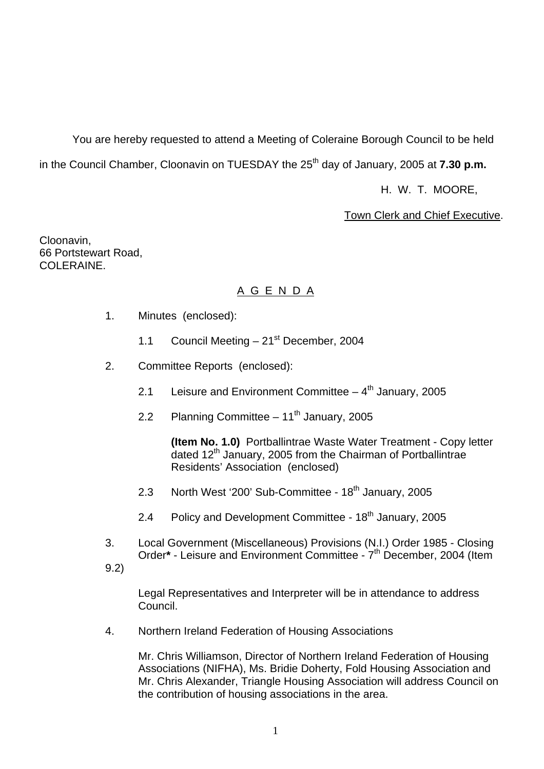You are hereby requested to attend a Meeting of Coleraine Borough Council to be held in the Council Chamber, Cloonavin on TUESDAY the 25th day of January, 2005 at **7.30 p.m.**

H. W. T. MOORE,

Town Clerk and Chief Executive.

Cloonavin,
66 Portstewart Road,
COLERAINE.

## A G E N D A

1. Minutes (enclosed):

   1.1 Council Meeting – 21st December, 2004

2. Committee Reports (enclosed):

   2.1 Leisure and Environment Committee – 4th January, 2005

   2.2 Planning Committee – 11th January, 2005

   **(Item No. 1.0)** Portballintrae Waste Water Treatment - Copy letter dated 12th January, 2005 from the Chairman of Portballintrae Residents' Association (enclosed)

   2.3 North West '200' Sub-Committee - 18th January, 2005

   2.4 Policy and Development Committee - 18th January, 2005

3. Local Government (Miscellaneous) Provisions (N.I.) Order 1985 - Closing Order**\*** - Leisure and Environment Committee - 7th December, 2004 (Item 9.2)

   Legal Representatives and Interpreter will be in attendance to address Council.

4. Northern Ireland Federation of Housing Associations

   Mr. Chris Williamson, Director of Northern Ireland Federation of Housing Associations (NIFHA), Ms. Bridie Doherty, Fold Housing Association and Mr. Chris Alexander, Triangle Housing Association will address Council on the contribution of housing associations in the area.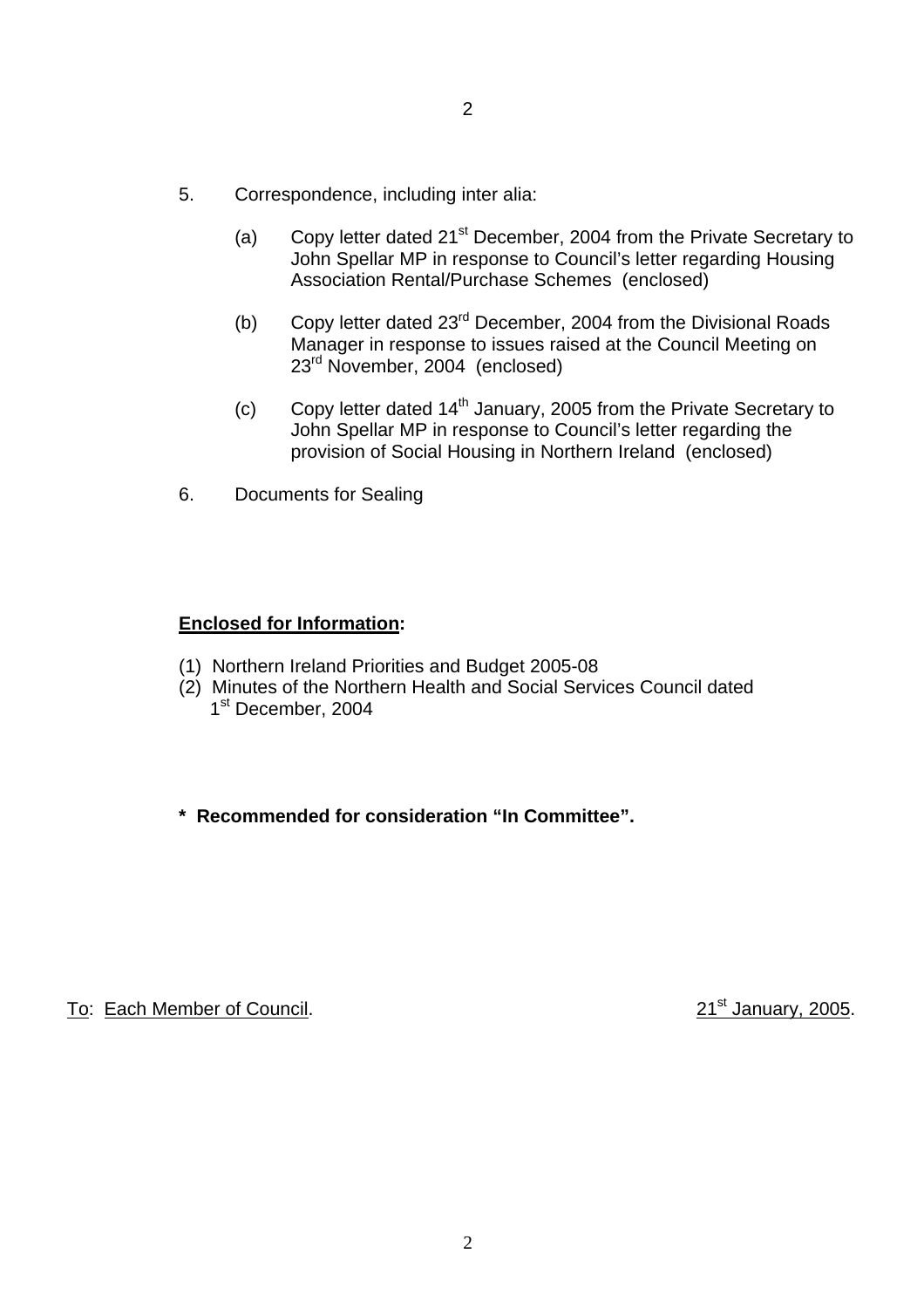5. Correspondence, including inter alia:

   (a) Copy letter dated 21st December, 2004 from the Private Secretary to John Spellar MP in response to Council's letter regarding Housing Association Rental/Purchase Schemes (enclosed)

   (b) Copy letter dated 23rd December, 2004 from the Divisional Roads Manager in response to issues raised at the Council Meeting on 23rd November, 2004 (enclosed)

   (c) Copy letter dated 14th January, 2005 from the Private Secretary to John Spellar MP in response to Council's letter regarding the provision of Social Housing in Northern Ireland (enclosed)

6. Documents for Sealing

**Enclosed for Information:**

(1) Northern Ireland Priorities and Budget 2005-08
(2) Minutes of the Northern Health and Social Services Council dated 1st December, 2004

**\* Recommended for consideration "In Committee".**

To: Each Member of Council. 21st January, 2005.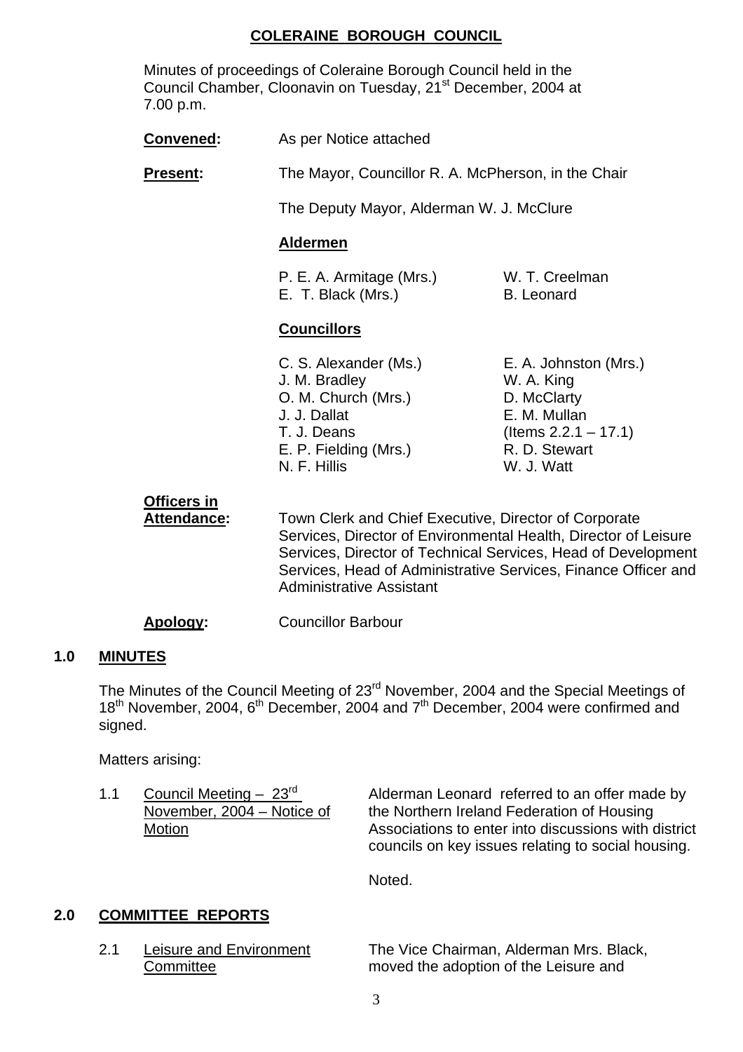# COLERAINE BOROUGH COUNCIL

Minutes of proceedings of Coleraine Borough Council held in the Council Chamber, Cloonavin on Tuesday, 21st December, 2004 at 7.00 p.m.

**Convened:** As per Notice attached

**Present:** The Mayor, Councillor R. A. McPherson, in the Chair

The Deputy Mayor, Alderman W. J. McClure

**Aldermen**

P. E. A. Armitage (Mrs.)
W. T. Creelman
E. T. Black (Mrs.)
B. Leonard

**Councillors**

C. S. Alexander (Ms.)
J. M. Bradley
O. M. Church (Mrs.)
J. J. Dallat
T. J. Deans
E. P. Fielding (Mrs.)
N. F. Hillis
E. A. Johnston (Mrs.)
W. A. King
D. McClarty
E. M. Mullan (Items 2.2.1 – 17.1)
R. D. Stewart
W. J. Watt

**Officers in Attendance:** Town Clerk and Chief Executive, Director of Corporate Services, Director of Environmental Health, Director of Leisure Services, Director of Technical Services, Head of Development Services, Head of Administrative Services, Finance Officer and Administrative Assistant

**Apology:** Councillor Barbour

## 1.0 MINUTES

The Minutes of the Council Meeting of 23rd November, 2004 and the Special Meetings of 18th November, 2004, 6th December, 2004 and 7th December, 2004 were confirmed and signed.

Matters arising:

1.1 Council Meeting – 23rd November, 2004 – Notice of Motion

Alderman Leonard referred to an offer made by the Northern Ireland Federation of Housing Associations to enter into discussions with district councils on key issues relating to social housing.

Noted.

## 2.0 COMMITTEE REPORTS

2.1 Leisure and Environment Committee

The Vice Chairman, Alderman Mrs. Black, moved the adoption of the Leisure and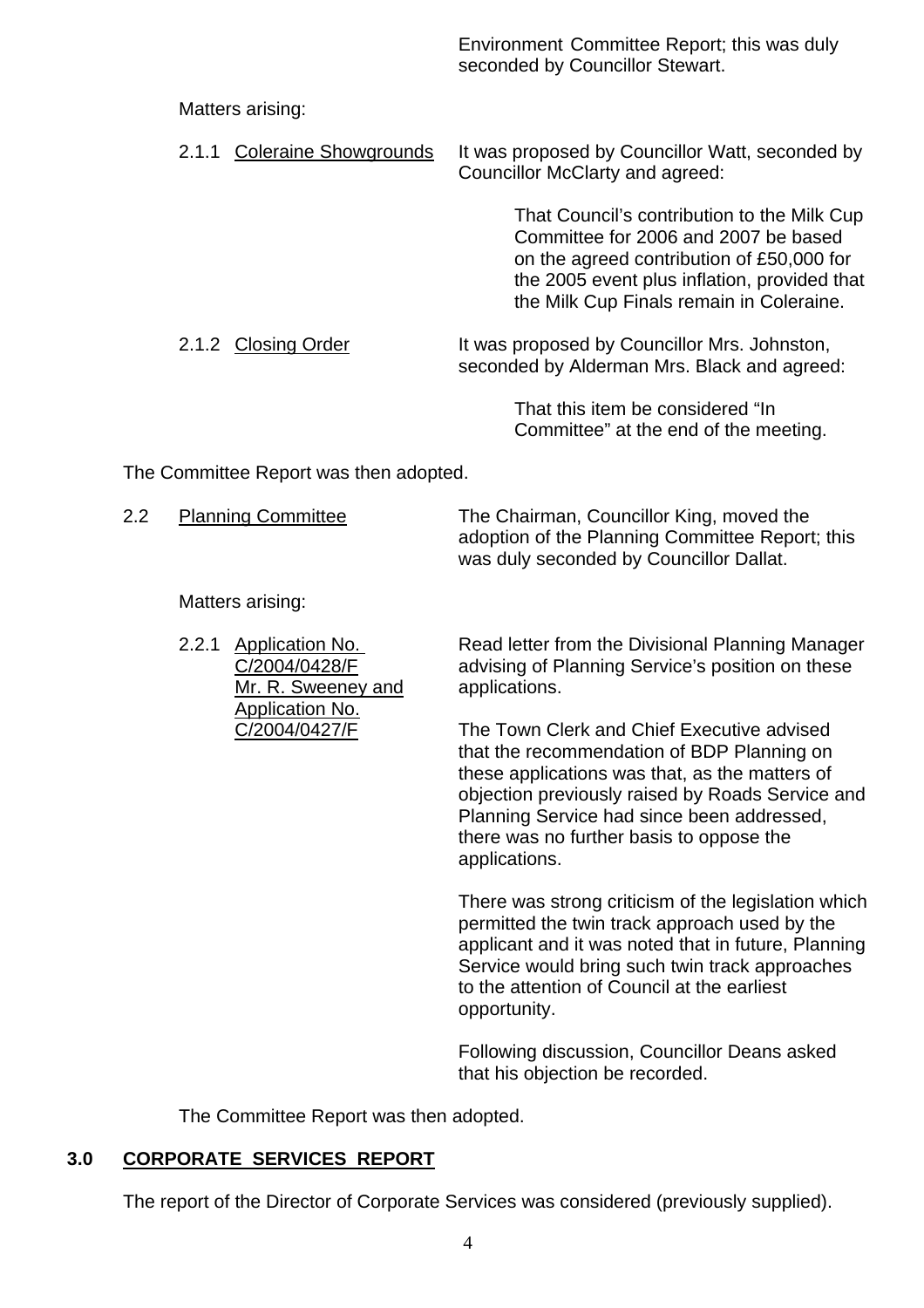Environment Committee Report; this was duly seconded by Councillor Stewart.

Matters arising:

2.1.1 <u>Coleraine Showgrounds</u> It was proposed by Councillor Watt, seconded by Councillor McClarty and agreed:

> That Council's contribution to the Milk Cup Committee for 2006 and 2007 be based on the agreed contribution of £50,000 for the 2005 event plus inflation, provided that the Milk Cup Finals remain in Coleraine.

2.1.2 <u>Closing Order</u> It was proposed by Councillor Mrs. Johnston, seconded by Alderman Mrs. Black and agreed:

> That this item be considered "In Committee" at the end of the meeting.

The Committee Report was then adopted.

2.2 <u>Planning Committee</u> The Chairman, Councillor King, moved the adoption of the Planning Committee Report; this was duly seconded by Councillor Dallat.

Matters arising:

2.2.1 <u>Application No. C/2004/0428/F Mr. R. Sweeney and Application No. C/2004/0427/F</u>

Read letter from the Divisional Planning Manager advising of Planning Service's position on these applications.

The Town Clerk and Chief Executive advised that the recommendation of BDP Planning on these applications was that, as the matters of objection previously raised by Roads Service and Planning Service had since been addressed, there was no further basis to oppose the applications.

There was strong criticism of the legislation which permitted the twin track approach used by the applicant and it was noted that in future, Planning Service would bring such twin track approaches to the attention of Council at the earliest opportunity.

Following discussion, Councillor Deans asked that his objection be recorded.

The Committee Report was then adopted.

## 3.0 CORPORATE SERVICES REPORT

The report of the Director of Corporate Services was considered (previously supplied).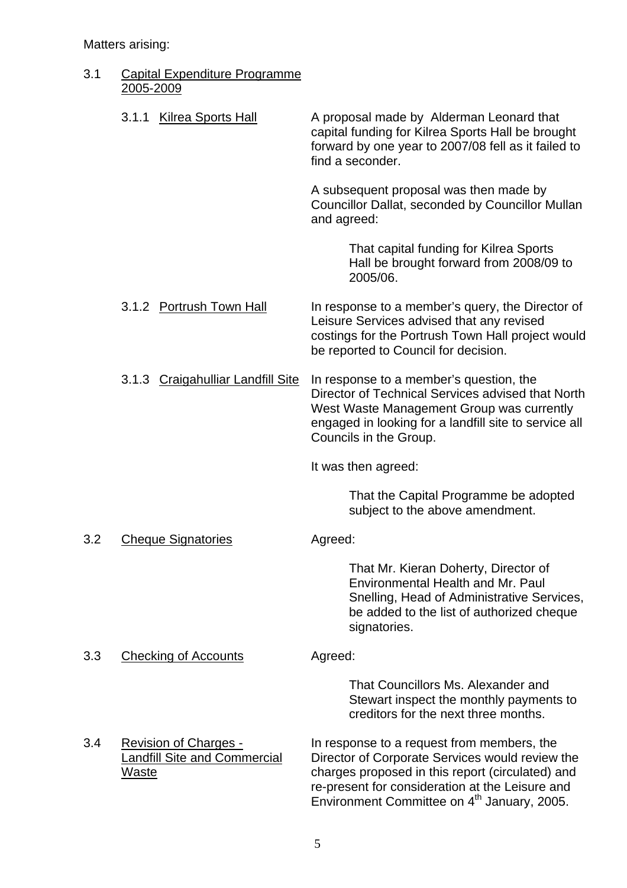Matters arising:

3.1 Capital Expenditure Programme 2005-2009

3.1.1 Kilrea Sports Hall

A proposal made by Alderman Leonard that capital funding for Kilrea Sports Hall be brought forward by one year to 2007/08 fell as it failed to find a seconder.

A subsequent proposal was then made by Councillor Dallat, seconded by Councillor Mullan and agreed:

> That capital funding for Kilrea Sports Hall be brought forward from 2008/09 to 2005/06.

3.1.2 Portrush Town Hall

In response to a member's query, the Director of Leisure Services advised that any revised costings for the Portrush Town Hall project would be reported to Council for decision.

3.1.3 Craigahulliar Landfill Site

In response to a member's question, the Director of Technical Services advised that North West Waste Management Group was currently engaged in looking for a landfill site to service all Councils in the Group.

It was then agreed:

> That the Capital Programme be adopted subject to the above amendment.

3.2 Cheque Signatories

Agreed:

> That Mr. Kieran Doherty, Director of Environmental Health and Mr. Paul Snelling, Head of Administrative Services, be added to the list of authorized cheque signatories.

3.3 Checking of Accounts

Agreed:

> That Councillors Ms. Alexander and Stewart inspect the monthly payments to creditors for the next three months.

3.4 Revision of Charges - Landfill Site and Commercial Waste

In response to a request from members, the Director of Corporate Services would review the charges proposed in this report (circulated) and re-present for consideration at the Leisure and Environment Committee on 4th January, 2005.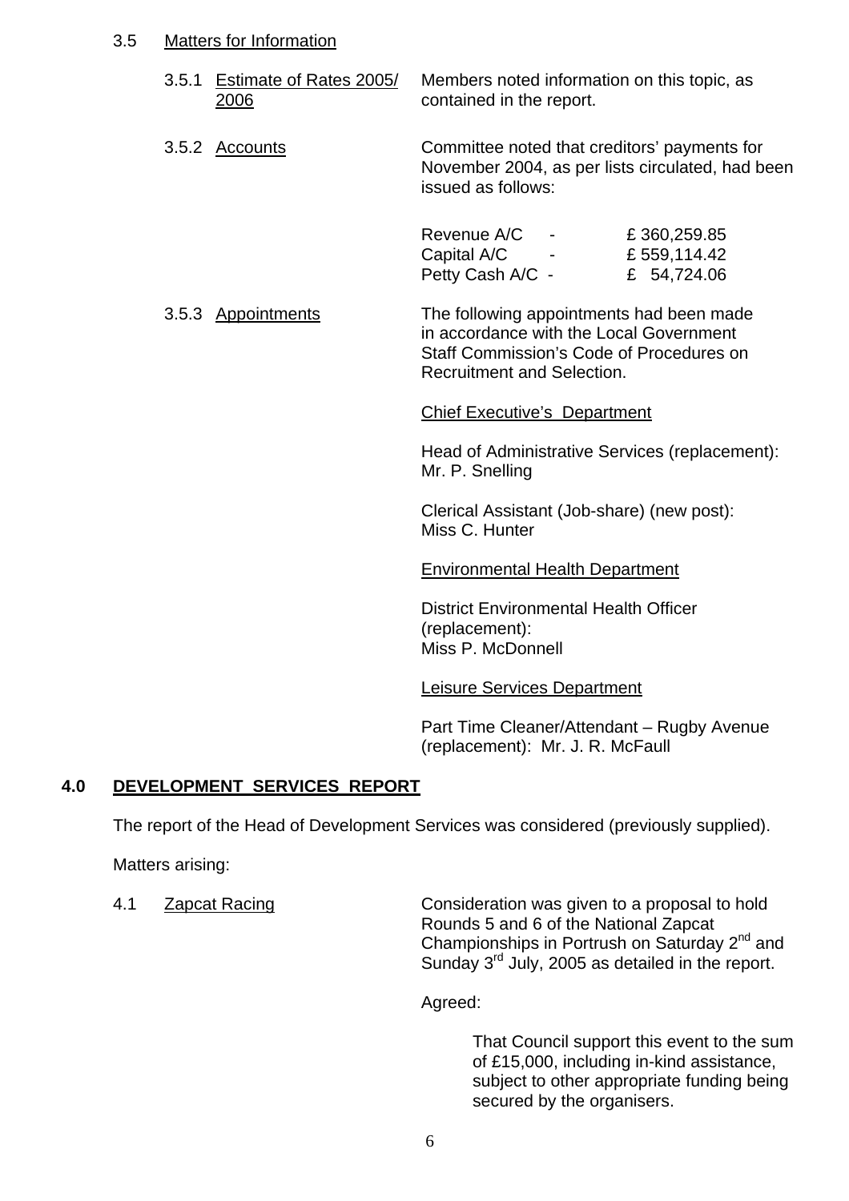3.5 Matters for Information

3.5.1 Estimate of Rates 2005/ 2006

Members noted information on this topic, as contained in the report.

3.5.2 Accounts

Committee noted that creditors' payments for November 2004, as per lists circulated, had been issued as follows:

| | | |
|---|---|---|
| Revenue A/C | - | £ 360,259.85 |
| Capital A/C | - | £ 559,114.42 |
| Petty Cash A/C | - | £ 54,724.06 |

3.5.3 Appointments

The following appointments had been made in accordance with the Local Government Staff Commission's Code of Procedures on Recruitment and Selection.

Chief Executive's Department

Head of Administrative Services (replacement): Mr. P. Snelling

Clerical Assistant (Job-share) (new post): Miss C. Hunter

Environmental Health Department

District Environmental Health Officer (replacement): Miss P. McDonnell

Leisure Services Department

Part Time Cleaner/Attendant – Rugby Avenue (replacement): Mr. J. R. McFaull

## 4.0 DEVELOPMENT SERVICES REPORT

The report of the Head of Development Services was considered (previously supplied).

Matters arising:

4.1 Zapcat Racing

Consideration was given to a proposal to hold Rounds 5 and 6 of the National Zapcat Championships in Portrush on Saturday 2nd and Sunday 3rd July, 2005 as detailed in the report.

Agreed:

That Council support this event to the sum of £15,000, including in-kind assistance, subject to other appropriate funding being secured by the organisers.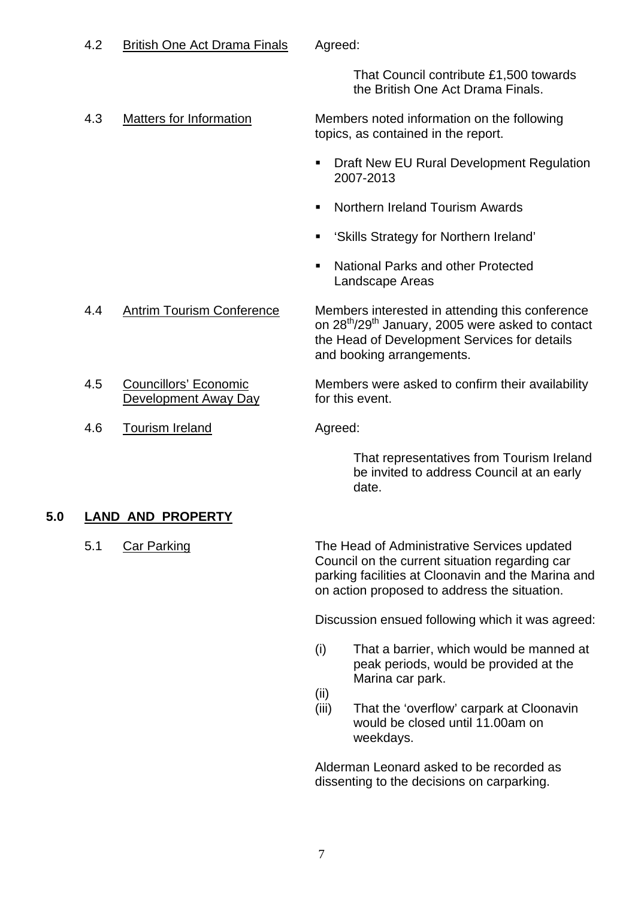4.2 British One Act Drama Finals

Agreed:

> That Council contribute £1,500 towards the British One Act Drama Finals.

4.3 Matters for Information

Members noted information on the following topics, as contained in the report.

- Draft New EU Rural Development Regulation 2007-2013
- Northern Ireland Tourism Awards
- 'Skills Strategy for Northern Ireland'
- National Parks and other Protected Landscape Areas

4.4 Antrim Tourism Conference

Members interested in attending this conference on 28th/29th January, 2005 were asked to contact the Head of Development Services for details and booking arrangements.

4.5 Councillors' Economic Development Away Day

Members were asked to confirm their availability for this event.

4.6 Tourism Ireland

Agreed:

> That representatives from Tourism Ireland be invited to address Council at an early date.

## 5.0 LAND AND PROPERTY

5.1 Car Parking

The Head of Administrative Services updated Council on the current situation regarding car parking facilities at Cloonavin and the Marina and on action proposed to address the situation.

Discussion ensued following which it was agreed:

(i) That a barrier, which would be manned at peak periods, would be provided at the Marina car park.

(ii)

(iii) That the 'overflow' carpark at Cloonavin would be closed until 11.00am on weekdays.

Alderman Leonard asked to be recorded as dissenting to the decisions on carparking.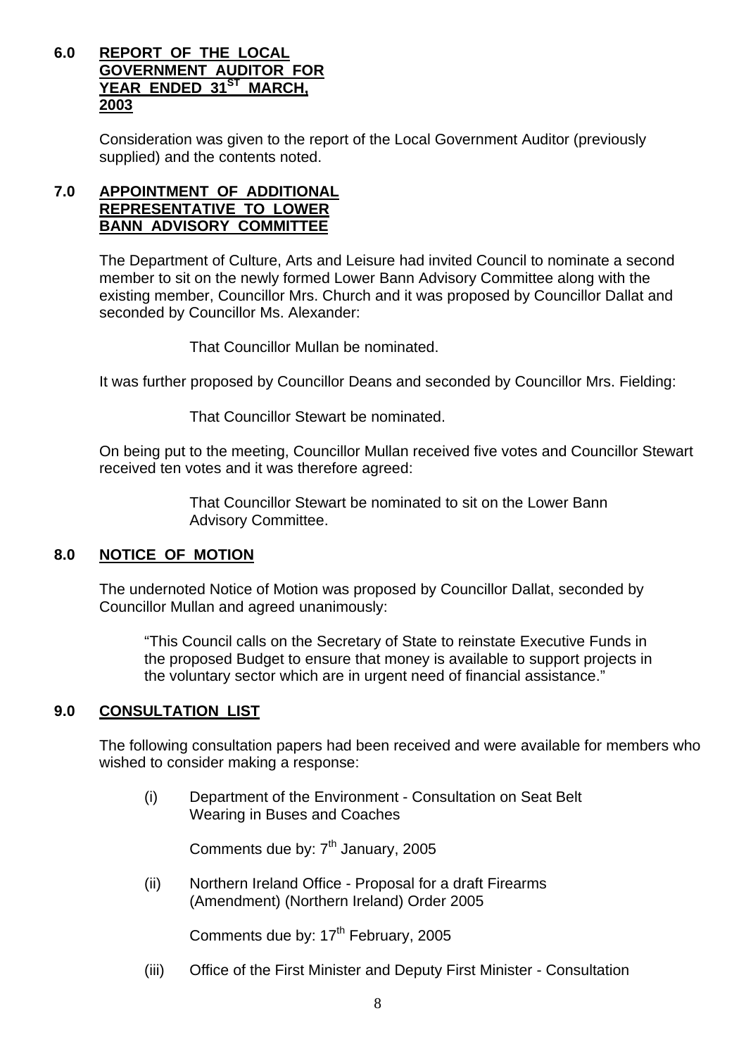## 6.0 REPORT OF THE LOCAL GOVERNMENT AUDITOR FOR YEAR ENDED 31ST MARCH, 2003

Consideration was given to the report of the Local Government Auditor (previously supplied) and the contents noted.

## 7.0 APPOINTMENT OF ADDITIONAL REPRESENTATIVE TO LOWER BANN ADVISORY COMMITTEE

The Department of Culture, Arts and Leisure had invited Council to nominate a second member to sit on the newly formed Lower Bann Advisory Committee along with the existing member, Councillor Mrs. Church and it was proposed by Councillor Dallat and seconded by Councillor Ms. Alexander:

> That Councillor Mullan be nominated.

It was further proposed by Councillor Deans and seconded by Councillor Mrs. Fielding:

> That Councillor Stewart be nominated.

On being put to the meeting, Councillor Mullan received five votes and Councillor Stewart received ten votes and it was therefore agreed:

> That Councillor Stewart be nominated to sit on the Lower Bann Advisory Committee.

## 8.0 NOTICE OF MOTION

The undernoted Notice of Motion was proposed by Councillor Dallat, seconded by Councillor Mullan and agreed unanimously:

> "This Council calls on the Secretary of State to reinstate Executive Funds in the proposed Budget to ensure that money is available to support projects in the voluntary sector which are in urgent need of financial assistance."

## 9.0 CONSULTATION LIST

The following consultation papers had been received and were available for members who wished to consider making a response:

(i) Department of the Environment - Consultation on Seat Belt Wearing in Buses and Coaches

Comments due by: 7th January, 2005

(ii) Northern Ireland Office - Proposal for a draft Firearms (Amendment) (Northern Ireland) Order 2005

Comments due by: 17th February, 2005

(iii) Office of the First Minister and Deputy First Minister - Consultation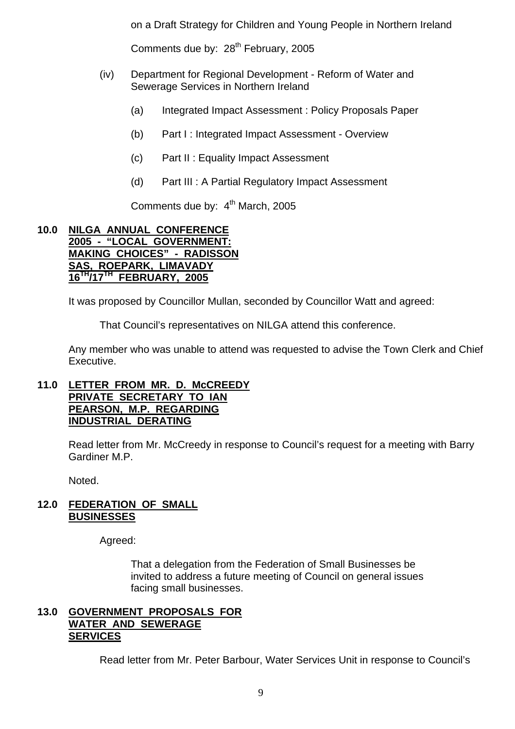on a Draft Strategy for Children and Young People in Northern Ireland

Comments due by: 28th February, 2005

(iv) Department for Regional Development - Reform of Water and Sewerage Services in Northern Ireland

(a) Integrated Impact Assessment : Policy Proposals Paper

(b) Part I : Integrated Impact Assessment - Overview

(c) Part II : Equality Impact Assessment

(d) Part III : A Partial Regulatory Impact Assessment

Comments due by: 4th March, 2005

## 10.0 NILGA ANNUAL CONFERENCE 2005 - "LOCAL GOVERNMENT: MAKING CHOICES" - RADISSON SAS, ROEPARK, LIMAVADY 16TH/17TH FEBRUARY, 2005

It was proposed by Councillor Mullan, seconded by Councillor Watt and agreed:

That Council's representatives on NILGA attend this conference.

Any member who was unable to attend was requested to advise the Town Clerk and Chief Executive.

## 11.0 LETTER FROM MR. D. McCREEDY PRIVATE SECRETARY TO IAN PEARSON, M.P. REGARDING INDUSTRIAL DERATING

Read letter from Mr. McCreedy in response to Council's request for a meeting with Barry Gardiner M.P.

Noted.

## 12.0 FEDERATION OF SMALL BUSINESSES

Agreed:

That a delegation from the Federation of Small Businesses be invited to address a future meeting of Council on general issues facing small businesses.

## 13.0 GOVERNMENT PROPOSALS FOR WATER AND SEWERAGE SERVICES

Read letter from Mr. Peter Barbour, Water Services Unit in response to Council's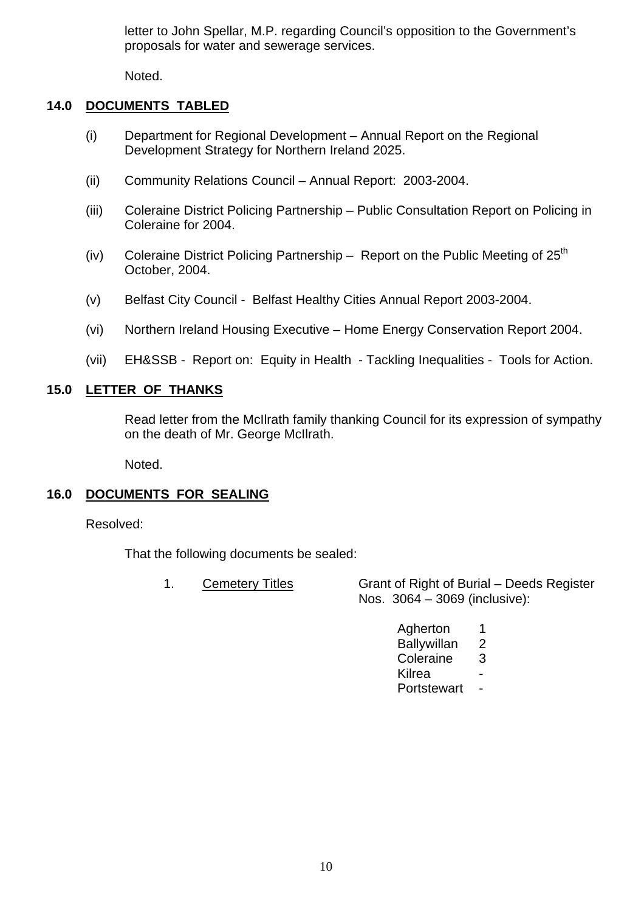letter to John Spellar, M.P. regarding Council's opposition to the Government's proposals for water and sewerage services.

Noted.

## 14.0 DOCUMENTS TABLED

(i) Department for Regional Development – Annual Report on the Regional Development Strategy for Northern Ireland 2025.

(ii) Community Relations Council – Annual Report: 2003-2004.

(iii) Coleraine District Policing Partnership – Public Consultation Report on Policing in Coleraine for 2004.

(iv) Coleraine District Policing Partnership – Report on the Public Meeting of 25th October, 2004.

(v) Belfast City Council - Belfast Healthy Cities Annual Report 2003-2004.

(vi) Northern Ireland Housing Executive – Home Energy Conservation Report 2004.

(vii) EH&SSB - Report on: Equity in Health - Tackling Inequalities - Tools for Action.

## 15.0 LETTER OF THANKS

Read letter from the McIlrath family thanking Council for its expression of sympathy on the death of Mr. George McIlrath.

Noted.

## 16.0 DOCUMENTS FOR SEALING

Resolved:

That the following documents be sealed:

1. Cemetery Titles — Grant of Right of Burial – Deeds Register Nos. 3064 – 3069 (inclusive):

| | |
|---|---|
| Agherton | 1 |
| Ballywillan | 2 |
| Coleraine | 3 |
| Kilrea | - |
| Portstewart | - |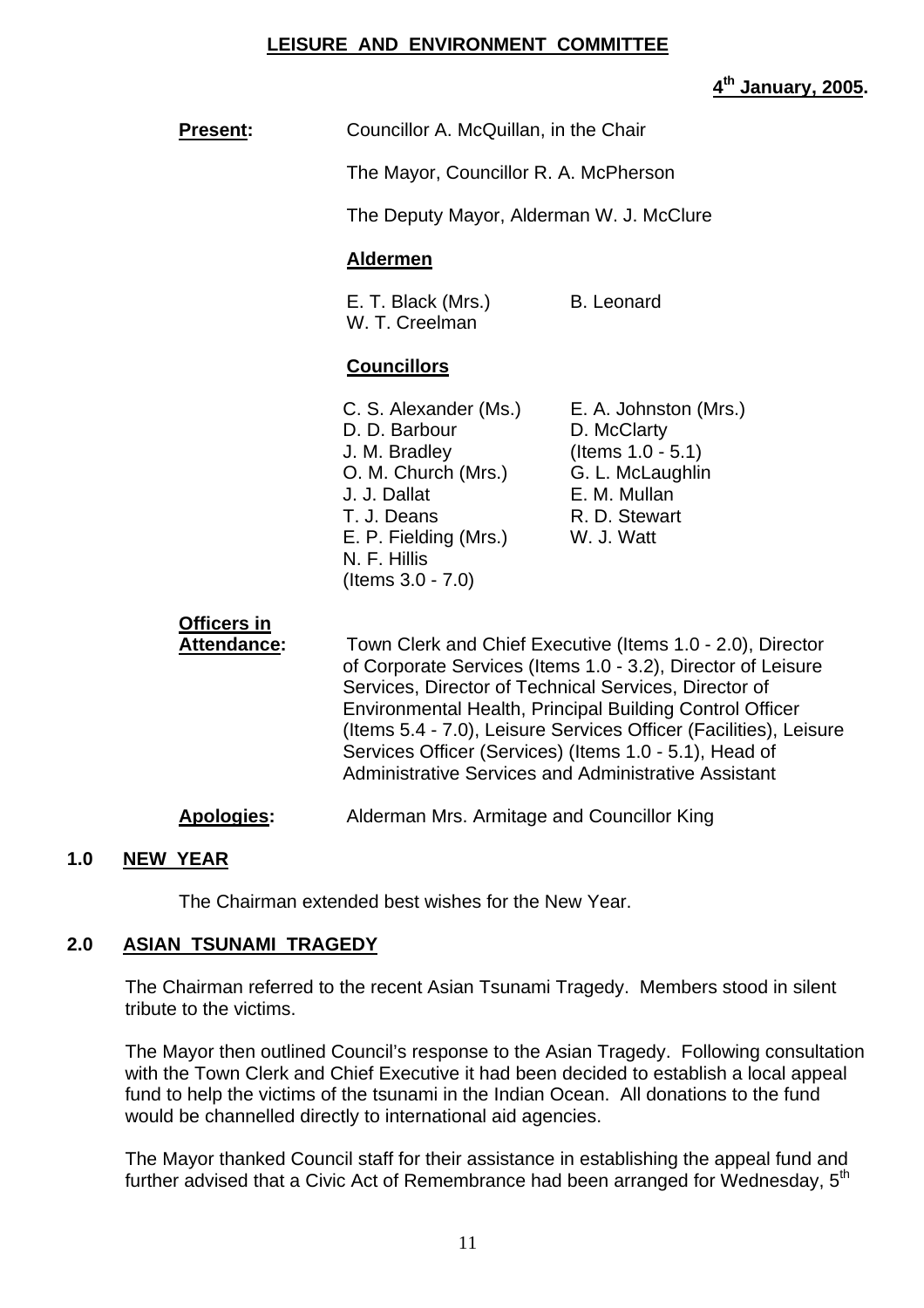**LEISURE AND ENVIRONMENT COMMITTEE**

**4th January, 2005.**

**Present:** Councillor A. McQuillan, in the Chair

The Mayor, Councillor R. A. McPherson

The Deputy Mayor, Alderman W. J. McClure

**Aldermen**

E. T. Black (Mrs.)
W. T. Creelman
B. Leonard

**Councillors**

C. S. Alexander (Ms.)
D. D. Barbour
J. M. Bradley
O. M. Church (Mrs.)
J. J. Dallat
T. J. Deans
E. P. Fielding (Mrs.)
N. F. Hillis (Items 3.0 - 7.0)
E. A. Johnston (Mrs.)
D. McClarty (Items 1.0 - 5.1)
G. L. McLaughlin
E. M. Mullan
R. D. Stewart
W. J. Watt

**Officers in Attendance:** Town Clerk and Chief Executive (Items 1.0 - 2.0), Director of Corporate Services (Items 1.0 - 3.2), Director of Leisure Services, Director of Technical Services, Director of Environmental Health, Principal Building Control Officer (Items 5.4 - 7.0), Leisure Services Officer (Facilities), Leisure Services Officer (Services) (Items 1.0 - 5.1), Head of Administrative Services and Administrative Assistant

**Apologies:** Alderman Mrs. Armitage and Councillor King

## 1.0 NEW YEAR

The Chairman extended best wishes for the New Year.

## 2.0 ASIAN TSUNAMI TRAGEDY

The Chairman referred to the recent Asian Tsunami Tragedy. Members stood in silent tribute to the victims.

The Mayor then outlined Council's response to the Asian Tragedy. Following consultation with the Town Clerk and Chief Executive it had been decided to establish a local appeal fund to help the victims of the tsunami in the Indian Ocean. All donations to the fund would be channelled directly to international aid agencies.

The Mayor thanked Council staff for their assistance in establishing the appeal fund and further advised that a Civic Act of Remembrance had been arranged for Wednesday, 5th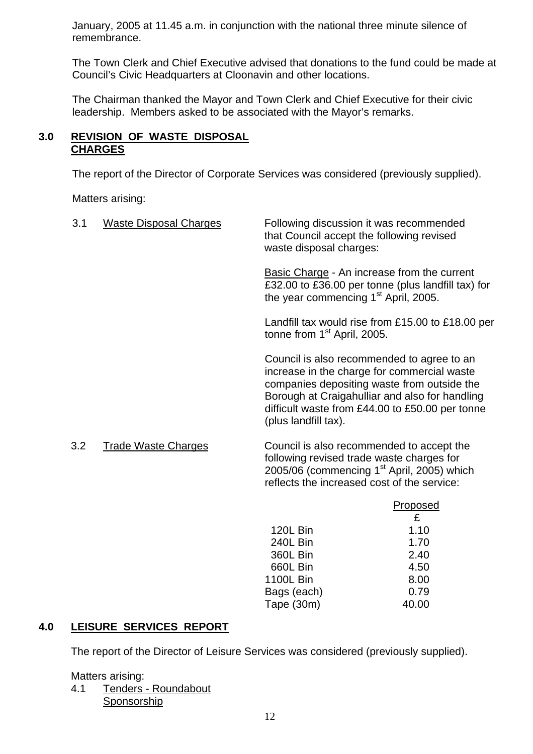January, 2005 at 11.45 a.m. in conjunction with the national three minute silence of remembrance.

The Town Clerk and Chief Executive advised that donations to the fund could be made at Council's Civic Headquarters at Cloonavin and other locations.

The Chairman thanked the Mayor and Town Clerk and Chief Executive for their civic leadership. Members asked to be associated with the Mayor's remarks.

## 3.0 REVISION OF WASTE DISPOSAL CHARGES

The report of the Director of Corporate Services was considered (previously supplied).

Matters arising:

3.1 Waste Disposal Charges

Following discussion it was recommended that Council accept the following revised waste disposal charges:

Basic Charge - An increase from the current £32.00 to £36.00 per tonne (plus landfill tax) for the year commencing 1st April, 2005.

Landfill tax would rise from £15.00 to £18.00 per tonne from 1st April, 2005.

Council is also recommended to agree to an increase in the charge for commercial waste companies depositing waste from outside the Borough at Craigahulliar and also for handling difficult waste from £44.00 to £50.00 per tonne (plus landfill tax).

3.2 Trade Waste Charges

Council is also recommended to accept the following revised trade waste charges for 2005/06 (commencing 1st April, 2005) which reflects the increased cost of the service:

| | Proposed £ |
|---|---|
| 120L Bin | 1.10 |
| 240L Bin | 1.70 |
| 360L Bin | 2.40 |
| 660L Bin | 4.50 |
| 1100L Bin | 8.00 |
| Bags (each) | 0.79 |
| Tape (30m) | 40.00 |

## 4.0 LEISURE SERVICES REPORT

The report of the Director of Leisure Services was considered (previously supplied).

Matters arising:

4.1 Tenders - Roundabout Sponsorship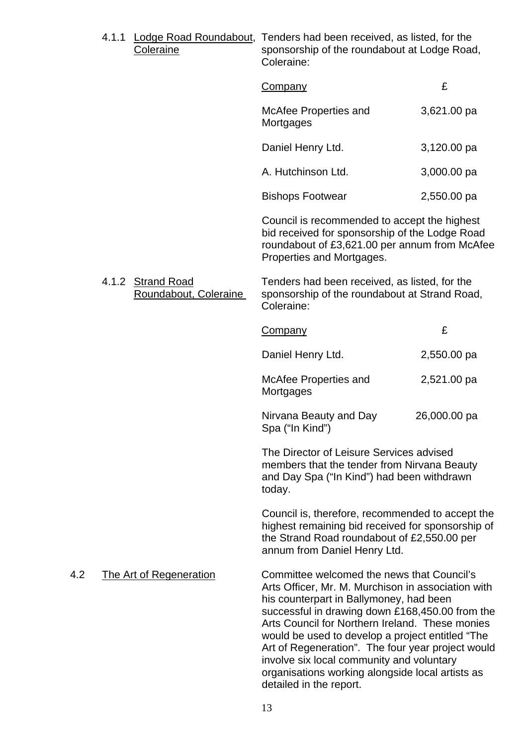4.1.1 Lodge Road Roundabout, Coleraine

Tenders had been received, as listed, for the sponsorship of the roundabout at Lodge Road, Coleraine:

| Company | £ |
| --- | --- |
| McAfee Properties and Mortgages | 3,621.00 pa |
| Daniel Henry Ltd. | 3,120.00 pa |
| A. Hutchinson Ltd. | 3,000.00 pa |
| Bishops Footwear | 2,550.00 pa |

Council is recommended to accept the highest bid received for sponsorship of the Lodge Road roundabout of £3,621.00 per annum from McAfee Properties and Mortgages.

4.1.2 Strand Road Roundabout, Coleraine

Tenders had been received, as listed, for the sponsorship of the roundabout at Strand Road, Coleraine:

| Company | £ |
| --- | --- |
| Daniel Henry Ltd. | 2,550.00 pa |
| McAfee Properties and Mortgages | 2,521.00 pa |
| Nirvana Beauty and Day Spa ("In Kind") | 26,000.00 pa |

The Director of Leisure Services advised members that the tender from Nirvana Beauty and Day Spa ("In Kind") had been withdrawn today.

Council is, therefore, recommended to accept the highest remaining bid received for sponsorship of the Strand Road roundabout of £2,550.00 per annum from Daniel Henry Ltd.

4.2 The Art of Regeneration

Committee welcomed the news that Council's Arts Officer, Mr. M. Murchison in association with his counterpart in Ballymoney, had been successful in drawing down £168,450.00 from the Arts Council for Northern Ireland. These monies would be used to develop a project entitled "The Art of Regeneration". The four year project would involve six local community and voluntary organisations working alongside local artists as detailed in the report.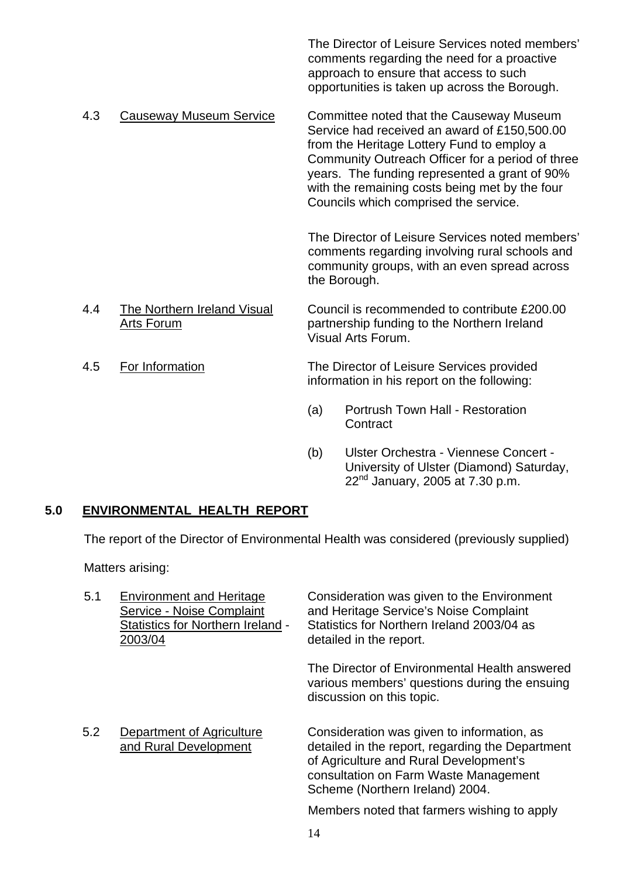The Director of Leisure Services noted members' comments regarding the need for a proactive approach to ensure that access to such opportunities is taken up across the Borough.

4.3 Causeway Museum Service

Committee noted that the Causeway Museum Service had received an award of £150,500.00 from the Heritage Lottery Fund to employ a Community Outreach Officer for a period of three years. The funding represented a grant of 90% with the remaining costs being met by the four Councils which comprised the service.

The Director of Leisure Services noted members' comments regarding involving rural schools and community groups, with an even spread across the Borough.

4.4 The Northern Ireland Visual Arts Forum

Council is recommended to contribute £200.00 partnership funding to the Northern Ireland Visual Arts Forum.

4.5 For Information

The Director of Leisure Services provided information in his report on the following:

(a) Portrush Town Hall - Restoration Contract

(b) Ulster Orchestra - Viennese Concert - University of Ulster (Diamond) Saturday, 22nd January, 2005 at 7.30 p.m.

## 5.0 ENVIRONMENTAL HEALTH REPORT

The report of the Director of Environmental Health was considered (previously supplied)

Matters arising:

5.1 Environment and Heritage Service - Noise Complaint Statistics for Northern Ireland - 2003/04

Consideration was given to the Environment and Heritage Service's Noise Complaint Statistics for Northern Ireland 2003/04 as detailed in the report.

The Director of Environmental Health answered various members' questions during the ensuing discussion on this topic.

5.2 Department of Agriculture and Rural Development

Consideration was given to information, as detailed in the report, regarding the Department of Agriculture and Rural Development's consultation on Farm Waste Management Scheme (Northern Ireland) 2004.

Members noted that farmers wishing to apply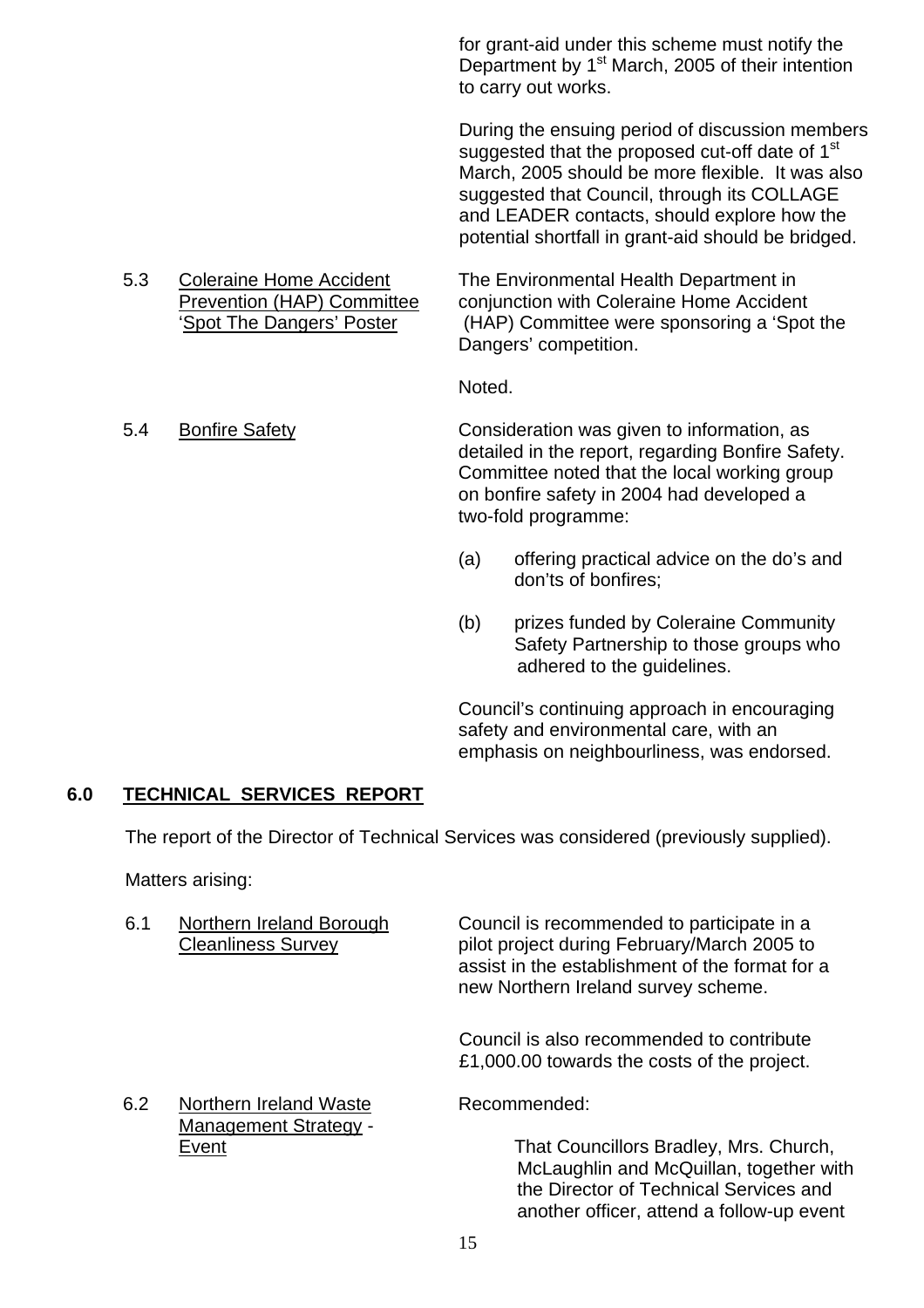for grant-aid under this scheme must notify the Department by 1st March, 2005 of their intention to carry out works.

During the ensuing period of discussion members suggested that the proposed cut-off date of 1st March, 2005 should be more flexible. It was also suggested that Council, through its COLLAGE and LEADER contacts, should explore how the potential shortfall in grant-aid should be bridged.

5.3 Coleraine Home Accident Prevention (HAP) Committee 'Spot The Dangers' Poster

The Environmental Health Department in conjunction with Coleraine Home Accident (HAP) Committee were sponsoring a 'Spot the Dangers' competition.

Noted.

5.4 Bonfire Safety

Consideration was given to information, as detailed in the report, regarding Bonfire Safety. Committee noted that the local working group on bonfire safety in 2004 had developed a two-fold programme:

(a) offering practical advice on the do's and don'ts of bonfires;

(b) prizes funded by Coleraine Community Safety Partnership to those groups who adhered to the guidelines.

Council's continuing approach in encouraging safety and environmental care, with an emphasis on neighbourliness, was endorsed.

## 6.0 TECHNICAL SERVICES REPORT

The report of the Director of Technical Services was considered (previously supplied).

Matters arising:

6.1 Northern Ireland Borough Cleanliness Survey

Council is recommended to participate in a pilot project during February/March 2005 to assist in the establishment of the format for a new Northern Ireland survey scheme.

Council is also recommended to contribute £1,000.00 towards the costs of the project.

6.2 Northern Ireland Waste Management Strategy - Event

Recommended:

That Councillors Bradley, Mrs. Church, McLaughlin and McQuillan, together with the Director of Technical Services and another officer, attend a follow-up event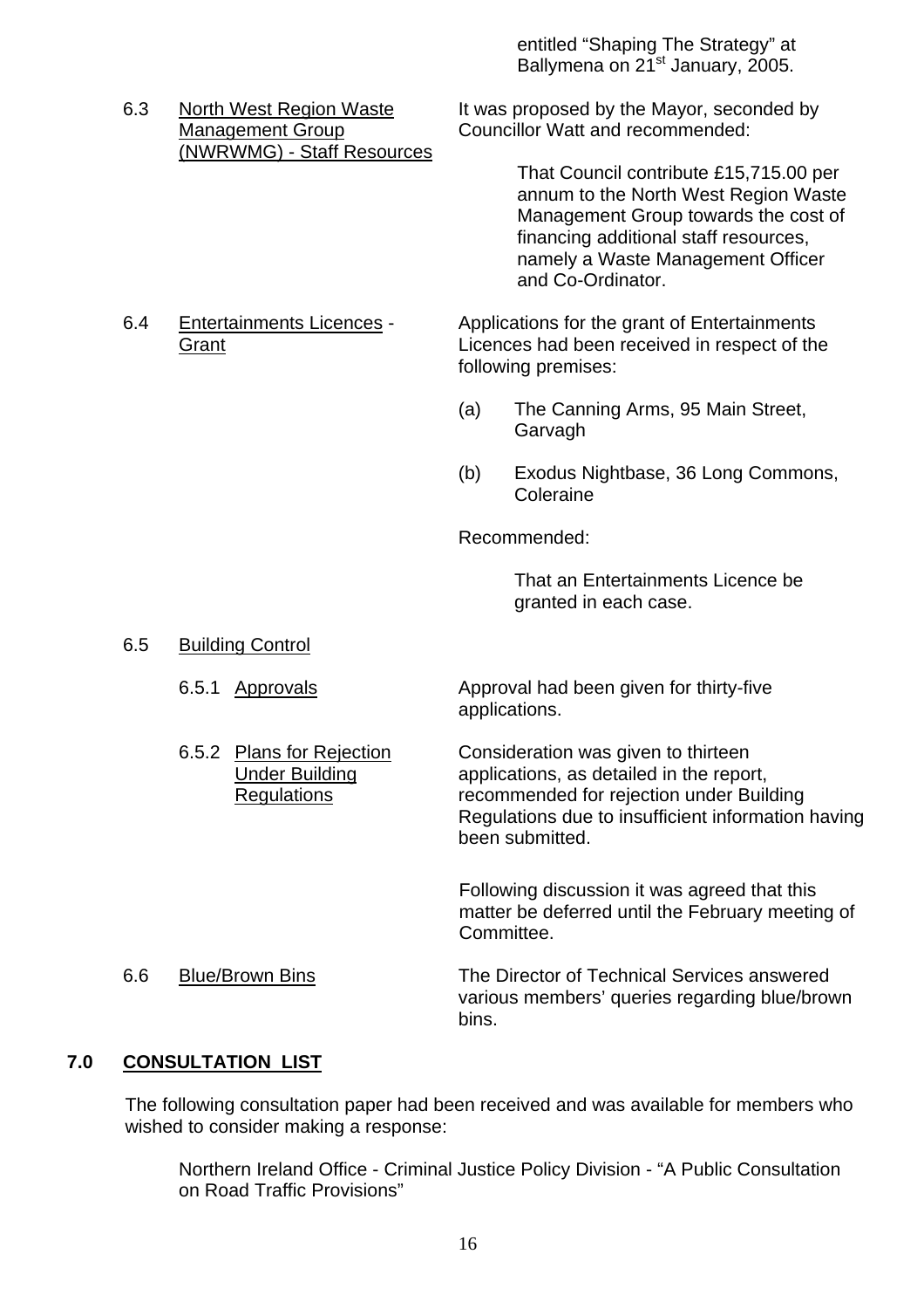entitled "Shaping The Strategy" at Ballymena on 21st January, 2005.

6.3 North West Region Waste Management Group (NWRWMG) - Staff Resources

It was proposed by the Mayor, seconded by Councillor Watt and recommended:

> That Council contribute £15,715.00 per annum to the North West Region Waste Management Group towards the cost of financing additional staff resources, namely a Waste Management Officer and Co-Ordinator.

6.4 Entertainments Licences - Grant

Applications for the grant of Entertainments Licences had been received in respect of the following premises:

(a) The Canning Arms, 95 Main Street, Garvagh

(b) Exodus Nightbase, 36 Long Commons, Coleraine

Recommended:

> That an Entertainments Licence be granted in each case.

6.5 Building Control

6.5.1 Approvals

Approval had been given for thirty-five applications.

6.5.2 Plans for Rejection Under Building Regulations

Consideration was given to thirteen applications, as detailed in the report, recommended for rejection under Building Regulations due to insufficient information having been submitted.

Following discussion it was agreed that this matter be deferred until the February meeting of Committee.

6.6 Blue/Brown Bins

The Director of Technical Services answered various members' queries regarding blue/brown bins.

## 7.0 CONSULTATION LIST

The following consultation paper had been received and was available for members who wished to consider making a response:

Northern Ireland Office - Criminal Justice Policy Division - "A Public Consultation on Road Traffic Provisions"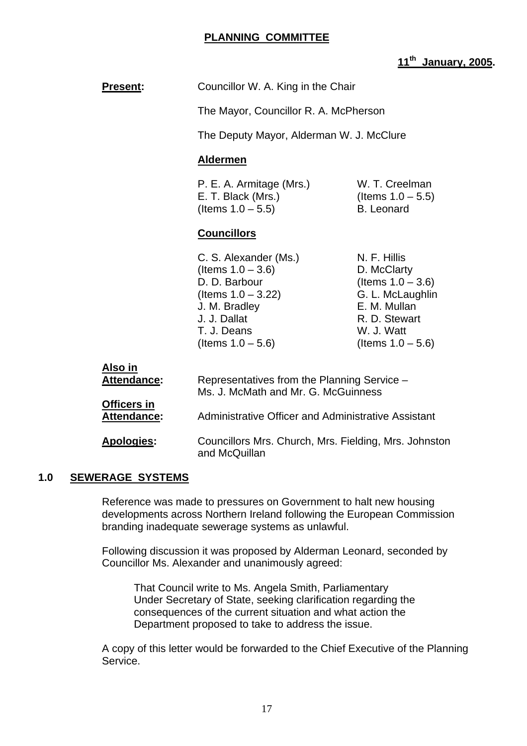**PLANNING COMMITTEE**

**11th January, 2005.**

**Present:** Councillor W. A. King in the Chair

The Mayor, Councillor R. A. McPherson

The Deputy Mayor, Alderman W. J. McClure

**Aldermen**

P. E. A. Armitage (Mrs.)
E. T. Black (Mrs.) (Items 1.0 – 5.5)
W. T. Creelman (Items 1.0 – 5.5)
B. Leonard

**Councillors**

C. S. Alexander (Ms.) (Items 1.0 – 3.6)
D. D. Barbour (Items 1.0 – 3.22)
J. M. Bradley
J. J. Dallat
T. J. Deans (Items 1.0 – 5.6)
N. F. Hillis
D. McClarty (Items 1.0 – 3.6)
G. L. McLaughlin
E. M. Mullan
R. D. Stewart
W. J. Watt (Items 1.0 – 5.6)

**Also in Attendance:** Representatives from the Planning Service – Ms. J. McMath and Mr. G. McGuinness

**Officers in Attendance:** Administrative Officer and Administrative Assistant

**Apologies:** Councillors Mrs. Church, Mrs. Fielding, Mrs. Johnston and McQuillan

## 1.0 SEWERAGE SYSTEMS

Reference was made to pressures on Government to halt new housing developments across Northern Ireland following the European Commission branding inadequate sewerage systems as unlawful.

Following discussion it was proposed by Alderman Leonard, seconded by Councillor Ms. Alexander and unanimously agreed:

> That Council write to Ms. Angela Smith, Parliamentary Under Secretary of State, seeking clarification regarding the consequences of the current situation and what action the Department proposed to take to address the issue.

A copy of this letter would be forwarded to the Chief Executive of the Planning Service.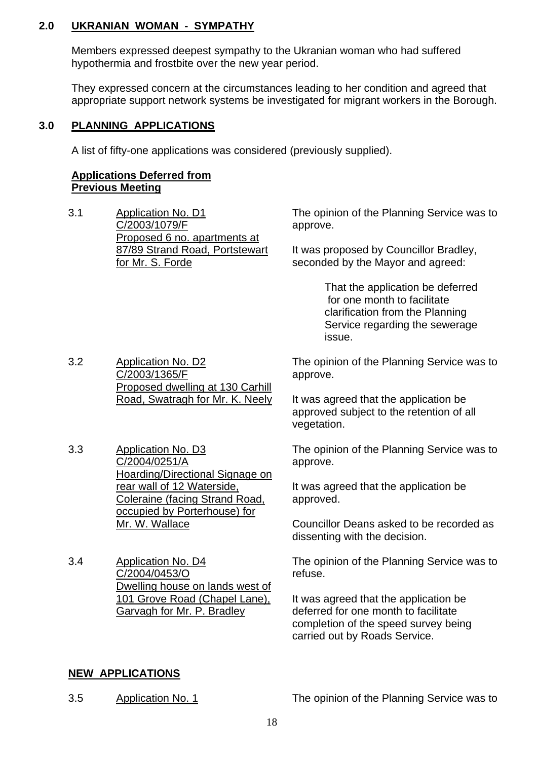## 2.0 UKRANIAN WOMAN - SYMPATHY

Members expressed deepest sympathy to the Ukranian woman who had suffered hypothermia and frostbite over the new year period.

They expressed concern at the circumstances leading to her condition and agreed that appropriate support network systems be investigated for migrant workers in the Borough.

## 3.0 PLANNING APPLICATIONS

A list of fifty-one applications was considered (previously supplied).

**Applications Deferred from Previous Meeting**

3.1 Application No. D1
C/2003/1079/F
Proposed 6 no. apartments at 87/89 Strand Road, Portstewart for Mr. S. Forde

The opinion of the Planning Service was to approve.

It was proposed by Councillor Bradley, seconded by the Mayor and agreed:

> That the application be deferred for one month to facilitate clarification from the Planning Service regarding the sewerage issue.

3.2 Application No. D2
C/2003/1365/F
Proposed dwelling at 130 Carhill Road, Swatragh for Mr. K. Neely

The opinion of the Planning Service was to approve.

It was agreed that the application be approved subject to the retention of all vegetation.

3.3 Application No. D3
C/2004/0251/A
Hoarding/Directional Signage on rear wall of 12 Waterside, Coleraine (facing Strand Road, occupied by Porterhouse) for Mr. W. Wallace

The opinion of the Planning Service was to approve.

It was agreed that the application be approved.

Councillor Deans asked to be recorded as dissenting with the decision.

3.4 Application No. D4
C/2004/0453/O
Dwelling house on lands west of 101 Grove Road (Chapel Lane), Garvagh for Mr. P. Bradley

The opinion of the Planning Service was to refuse.

It was agreed that the application be deferred for one month to facilitate completion of the speed survey being carried out by Roads Service.

**NEW APPLICATIONS**

3.5 Application No. 1

The opinion of the Planning Service was to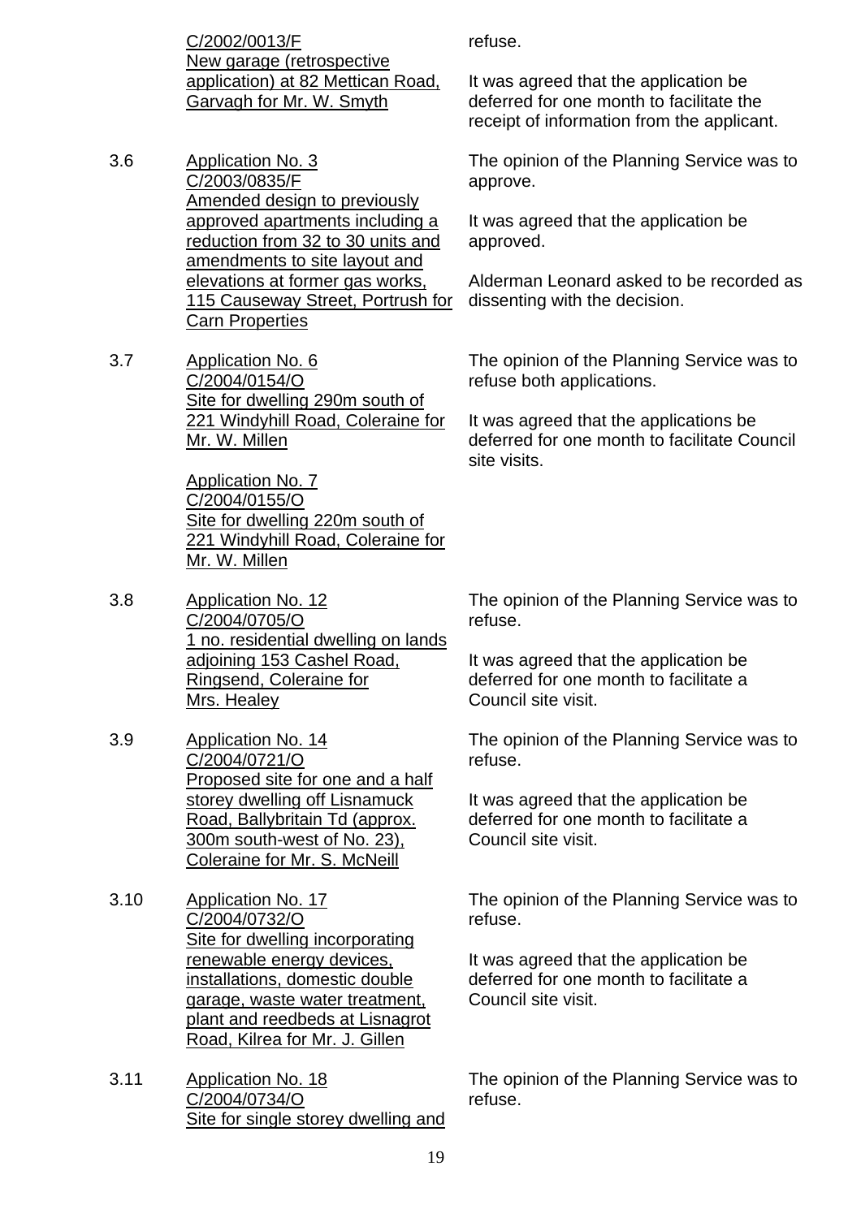C/2002/0013/F
New garage (retrospective application) at 82 Mettican Road, Garvagh for Mr. W. Smyth

refuse.

It was agreed that the application be deferred for one month to facilitate the receipt of information from the applicant.

3.6 Application No. 3
C/2003/0835/F
Amended design to previously approved apartments including a reduction from 32 to 30 units and amendments to site layout and elevations at former gas works, 115 Causeway Street, Portrush for Carn Properties

The opinion of the Planning Service was to approve.

It was agreed that the application be approved.

Alderman Leonard asked to be recorded as dissenting with the decision.

3.7 Application No. 6
C/2004/0154/O
Site for dwelling 290m south of 221 Windyhill Road, Coleraine for Mr. W. Millen

Application No. 7
C/2004/0155/O
Site for dwelling 220m south of 221 Windyhill Road, Coleraine for Mr. W. Millen

The opinion of the Planning Service was to refuse both applications.

It was agreed that the applications be deferred for one month to facilitate Council site visits.

3.8 Application No. 12
C/2004/0705/O
1 no. residential dwelling on lands adjoining 153 Cashel Road, Ringsend, Coleraine for Mrs. Healey

The opinion of the Planning Service was to refuse.

It was agreed that the application be deferred for one month to facilitate a Council site visit.

3.9 Application No. 14
C/2004/0721/O
Proposed site for one and a half storey dwelling off Lisnamuck Road, Ballybritain Td (approx. 300m south-west of No. 23), Coleraine for Mr. S. McNeill

The opinion of the Planning Service was to refuse.

It was agreed that the application be deferred for one month to facilitate a Council site visit.

3.10 Application No. 17
C/2004/0732/O
Site for dwelling incorporating renewable energy devices, installations, domestic double garage, waste water treatment, plant and reedbeds at Lisnagrot Road, Kilrea for Mr. J. Gillen

The opinion of the Planning Service was to refuse.

It was agreed that the application be deferred for one month to facilitate a Council site visit.

3.11 Application No. 18
C/2004/0734/O
Site for single storey dwelling and

The opinion of the Planning Service was to refuse.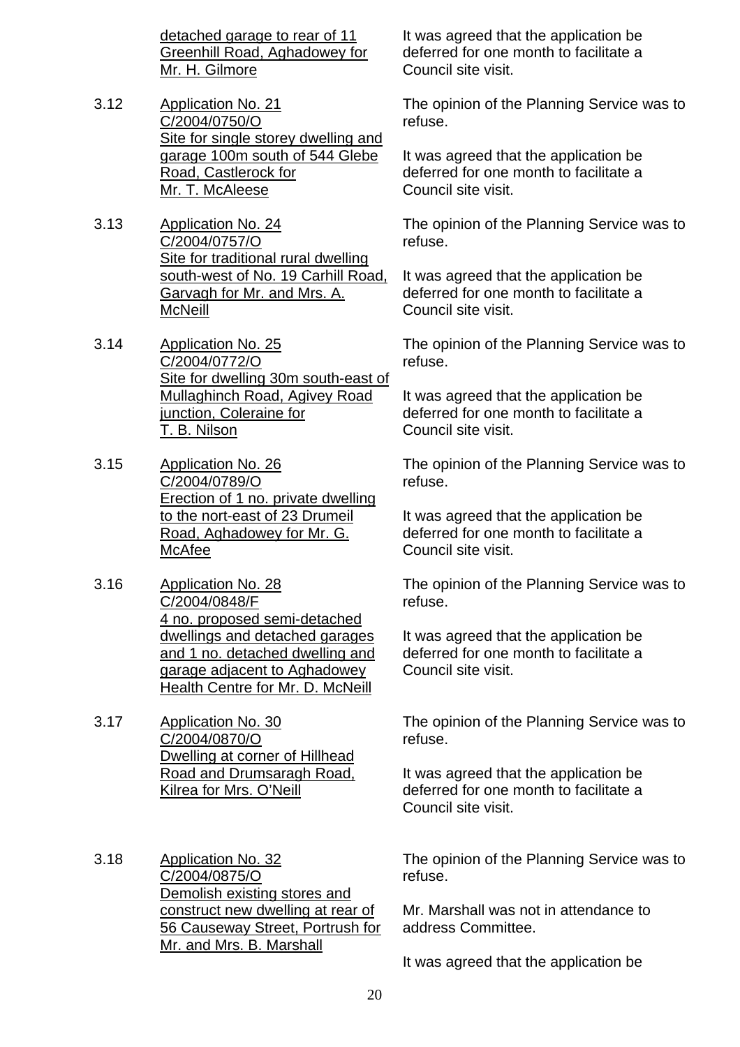detached garage to rear of 11 Greenhill Road, Aghadowey for Mr. H. Gilmore

It was agreed that the application be deferred for one month to facilitate a Council site visit.

3.12 Application No. 21 C/2004/0750/O Site for single storey dwelling and garage 100m south of 544 Glebe Road, Castlerock for Mr. T. McAleese

The opinion of the Planning Service was to refuse.

It was agreed that the application be deferred for one month to facilitate a Council site visit.

3.13 Application No. 24 C/2004/0757/O Site for traditional rural dwelling south-west of No. 19 Carhill Road, Garvagh for Mr. and Mrs. A. McNeill

The opinion of the Planning Service was to refuse.

It was agreed that the application be deferred for one month to facilitate a Council site visit.

3.14 Application No. 25 C/2004/0772/O Site for dwelling 30m south-east of Mullaghinch Road, Agivey Road junction, Coleraine for T. B. Nilson

The opinion of the Planning Service was to refuse.

It was agreed that the application be deferred for one month to facilitate a Council site visit.

3.15 Application No. 26 C/2004/0789/O Erection of 1 no. private dwelling to the nort-east of 23 Drumeil Road, Aghadowey for Mr. G. McAfee

The opinion of the Planning Service was to refuse.

It was agreed that the application be deferred for one month to facilitate a Council site visit.

3.16 Application No. 28 C/2004/0848/F 4 no. proposed semi-detached dwellings and detached garages and 1 no. detached dwelling and garage adjacent to Aghadowey Health Centre for Mr. D. McNeill

The opinion of the Planning Service was to refuse.

It was agreed that the application be deferred for one month to facilitate a Council site visit.

3.17 Application No. 30 C/2004/0870/O Dwelling at corner of Hillhead Road and Drumsaragh Road, Kilrea for Mrs. O'Neill

The opinion of the Planning Service was to refuse.

It was agreed that the application be deferred for one month to facilitate a Council site visit.

3.18 Application No. 32 C/2004/0875/O Demolish existing stores and construct new dwelling at rear of 56 Causeway Street, Portrush for Mr. and Mrs. B. Marshall

The opinion of the Planning Service was to refuse.

Mr. Marshall was not in attendance to address Committee.

It was agreed that the application be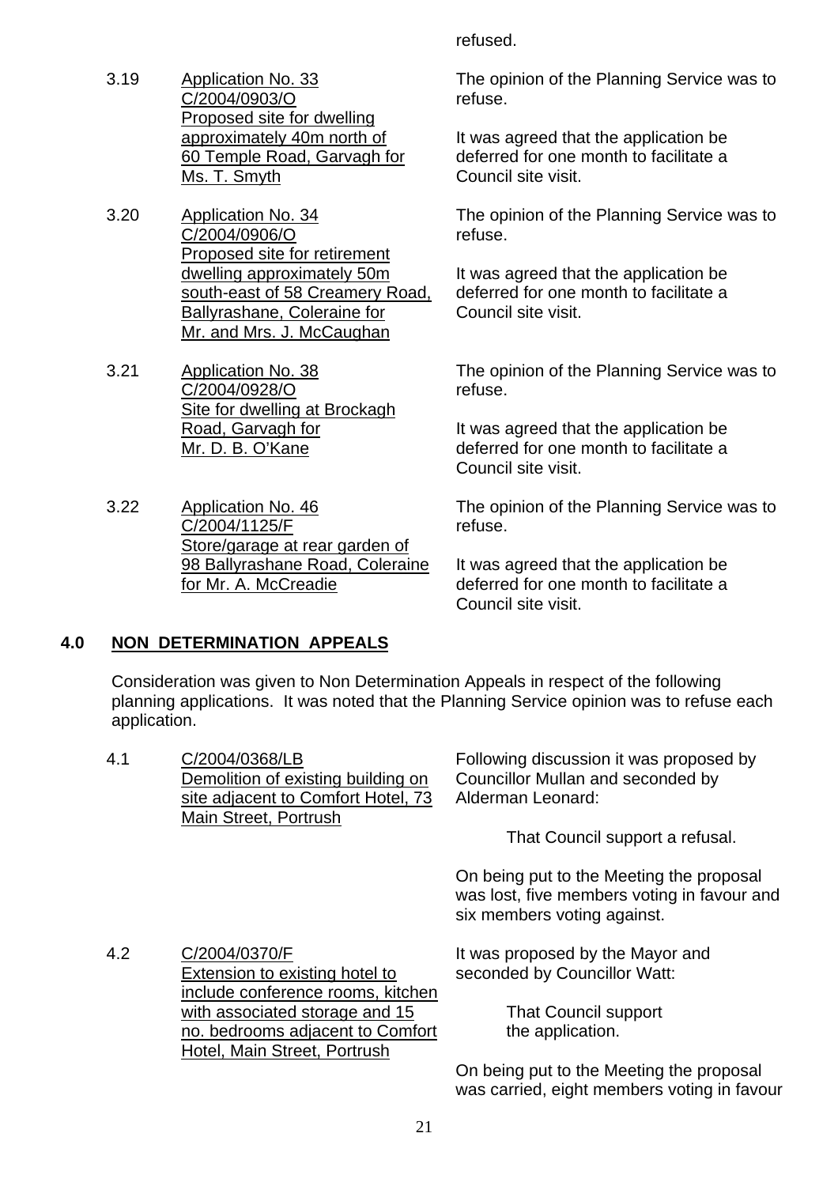refused.

3.19 Application No. 33
C/2004/0903/O
Proposed site for dwelling approximately 40m north of 60 Temple Road, Garvagh for Ms. T. Smyth

The opinion of the Planning Service was to refuse.

It was agreed that the application be deferred for one month to facilitate a Council site visit.

3.20 Application No. 34
C/2004/0906/O
Proposed site for retirement dwelling approximately 50m south-east of 58 Creamery Road, Ballyrashane, Coleraine for Mr. and Mrs. J. McCaughan

The opinion of the Planning Service was to refuse.

It was agreed that the application be deferred for one month to facilitate a Council site visit.

3.21 Application No. 38
C/2004/0928/O
Site for dwelling at Brockagh Road, Garvagh for Mr. D. B. O'Kane

The opinion of the Planning Service was to refuse.

It was agreed that the application be deferred for one month to facilitate a Council site visit.

3.22 Application No. 46
C/2004/1125/F
Store/garage at rear garden of 98 Ballyrashane Road, Coleraine for Mr. A. McCreadie

The opinion of the Planning Service was to refuse.

It was agreed that the application be deferred for one month to facilitate a Council site visit.

## 4.0 NON DETERMINATION APPEALS

Consideration was given to Non Determination Appeals in respect of the following planning applications. It was noted that the Planning Service opinion was to refuse each application.

4.1 C/2004/0368/LB
Demolition of existing building on site adjacent to Comfort Hotel, 73 Main Street, Portrush

Following discussion it was proposed by Councillor Mullan and seconded by Alderman Leonard:

> That Council support a refusal.

On being put to the Meeting the proposal was lost, five members voting in favour and six members voting against.

4.2 C/2004/0370/F
Extension to existing hotel to include conference rooms, kitchen with associated storage and 15 no. bedrooms adjacent to Comfort Hotel, Main Street, Portrush

It was proposed by the Mayor and seconded by Councillor Watt:

> That Council support the application.

On being put to the Meeting the proposal was carried, eight members voting in favour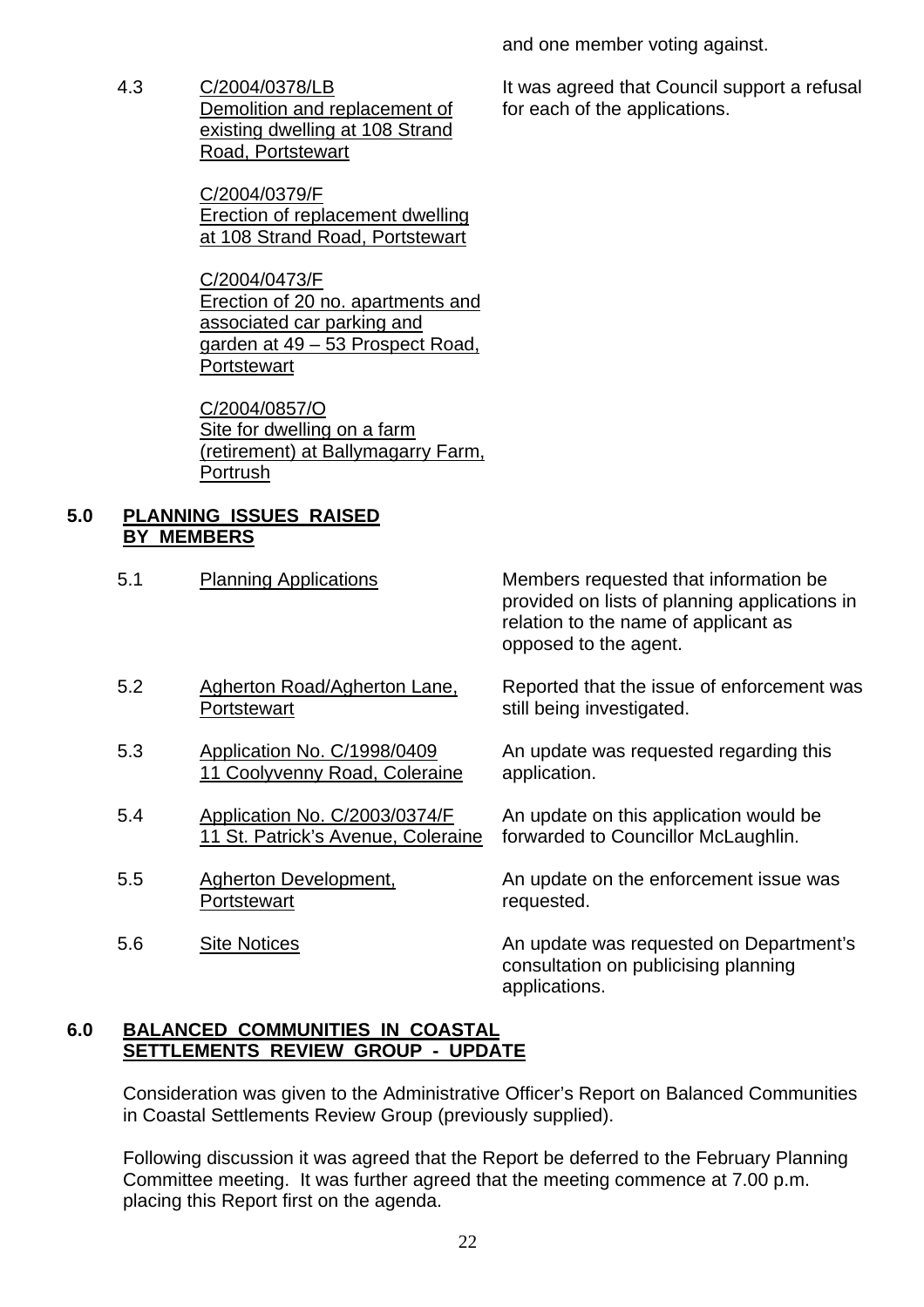and one member voting against.

4.3 C/2004/0378/LB
Demolition and replacement of existing dwelling at 108 Strand Road, Portstewart

C/2004/0379/F
Erection of replacement dwelling at 108 Strand Road, Portstewart

C/2004/0473/F
Erection of 20 no. apartments and associated car parking and garden at 49 – 53 Prospect Road, Portstewart

C/2004/0857/O
Site for dwelling on a farm (retirement) at Ballymagarry Farm, Portrush

It was agreed that Council support a refusal for each of the applications.

## 5.0 PLANNING ISSUES RAISED BY MEMBERS

| | | |
|---|---|---|
| 5.1 | Planning Applications | Members requested that information be provided on lists of planning applications in relation to the name of applicant as opposed to the agent. |
| 5.2 | Agherton Road/Agherton Lane, Portstewart | Reported that the issue of enforcement was still being investigated. |
| 5.3 | Application No. C/1998/0409 11 Coolyvenny Road, Coleraine | An update was requested regarding this application. |
| 5.4 | Application No. C/2003/0374/F 11 St. Patrick's Avenue, Coleraine | An update on this application would be forwarded to Councillor McLaughlin. |
| 5.5 | Agherton Development, Portstewart | An update on the enforcement issue was requested. |
| 5.6 | Site Notices | An update was requested on Department's consultation on publicising planning applications. |

## 6.0 BALANCED COMMUNITIES IN COASTAL SETTLEMENTS REVIEW GROUP - UPDATE

Consideration was given to the Administrative Officer's Report on Balanced Communities in Coastal Settlements Review Group (previously supplied).

Following discussion it was agreed that the Report be deferred to the February Planning Committee meeting. It was further agreed that the meeting commence at 7.00 p.m. placing this Report first on the agenda.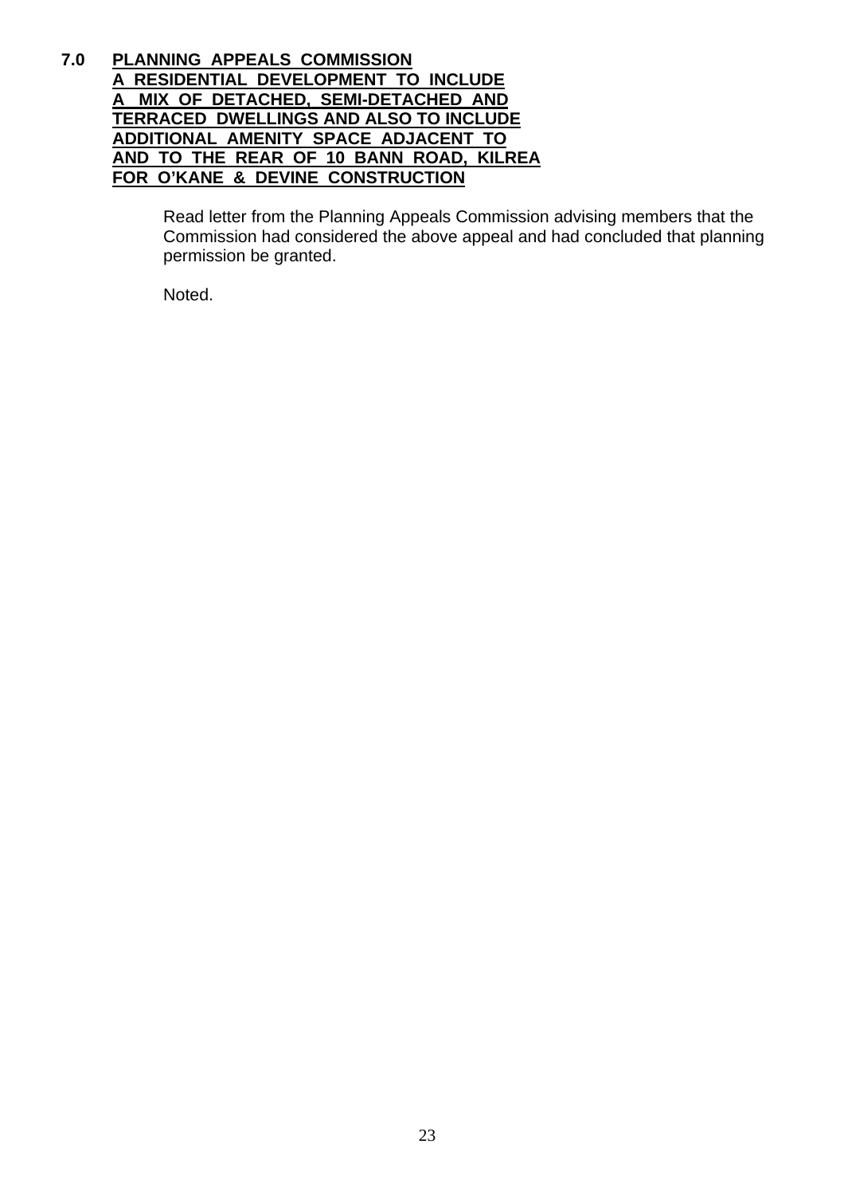**7.0 PLANNING APPEALS COMMISSION**
**A RESIDENTIAL DEVELOPMENT TO INCLUDE A MIX OF DETACHED, SEMI-DETACHED AND TERRACED DWELLINGS AND ALSO TO INCLUDE ADDITIONAL AMENITY SPACE ADJACENT TO AND TO THE REAR OF 10 BANN ROAD, KILREA FOR O'KANE & DEVINE CONSTRUCTION**

Read letter from the Planning Appeals Commission advising members that the Commission had considered the above appeal and had concluded that planning permission be granted.

Noted.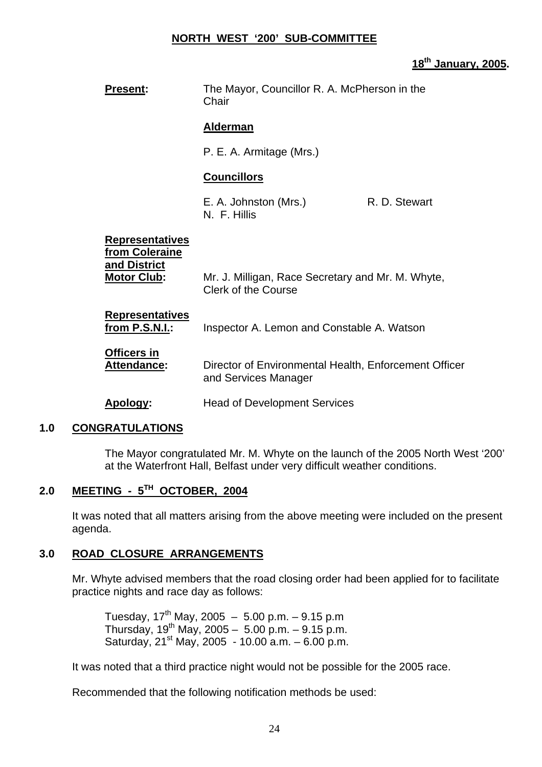## NORTH WEST '200' SUB-COMMITTEE

**18th January, 2005.**

**Present:** The Mayor, Councillor R. A. McPherson in the Chair

**Alderman**

P. E. A. Armitage (Mrs.)

**Councillors**

E. A. Johnston (Mrs.) R. D. Stewart
N. F. Hillis

**Representatives from Coleraine and District Motor Club:** Mr. J. Milligan, Race Secretary and Mr. M. Whyte, Clerk of the Course

**Representatives from P.S.N.I.:** Inspector A. Lemon and Constable A. Watson

**Officers in Attendance:** Director of Environmental Health, Enforcement Officer and Services Manager

**Apology:** Head of Development Services

### 1.0 CONGRATULATIONS

The Mayor congratulated Mr. M. Whyte on the launch of the 2005 North West '200' at the Waterfront Hall, Belfast under very difficult weather conditions.

### 2.0 MEETING - 5TH OCTOBER, 2004

It was noted that all matters arising from the above meeting were included on the present agenda.

### 3.0 ROAD CLOSURE ARRANGEMENTS

Mr. Whyte advised members that the road closing order had been applied for to facilitate practice nights and race day as follows:

Tuesday, 17th May, 2005 – 5.00 p.m. – 9.15 p.m
Thursday, 19th May, 2005 – 5.00 p.m. – 9.15 p.m.
Saturday, 21st May, 2005 - 10.00 a.m. – 6.00 p.m.

It was noted that a third practice night would not be possible for the 2005 race.

Recommended that the following notification methods be used: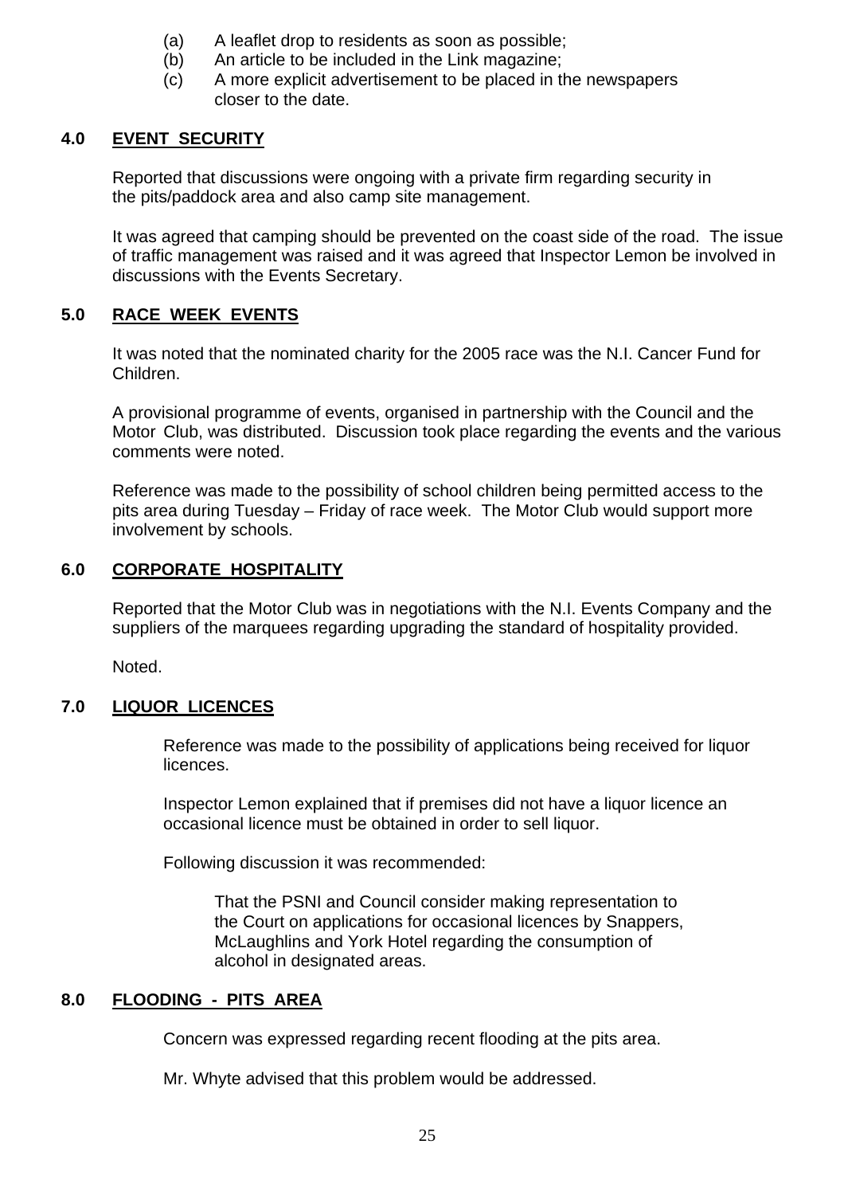(a) A leaflet drop to residents as soon as possible;
(b) An article to be included in the Link magazine;
(c) A more explicit advertisement to be placed in the newspapers closer to the date.

## 4.0 EVENT SECURITY

Reported that discussions were ongoing with a private firm regarding security in the pits/paddock area and also camp site management.

It was agreed that camping should be prevented on the coast side of the road. The issue of traffic management was raised and it was agreed that Inspector Lemon be involved in discussions with the Events Secretary.

## 5.0 RACE WEEK EVENTS

It was noted that the nominated charity for the 2005 race was the N.I. Cancer Fund for Children.

A provisional programme of events, organised in partnership with the Council and the Motor Club, was distributed. Discussion took place regarding the events and the various comments were noted.

Reference was made to the possibility of school children being permitted access to the pits area during Tuesday – Friday of race week. The Motor Club would support more involvement by schools.

## 6.0 CORPORATE HOSPITALITY

Reported that the Motor Club was in negotiations with the N.I. Events Company and the suppliers of the marquees regarding upgrading the standard of hospitality provided.

Noted.

## 7.0 LIQUOR LICENCES

Reference was made to the possibility of applications being received for liquor licences.

Inspector Lemon explained that if premises did not have a liquor licence an occasional licence must be obtained in order to sell liquor.

Following discussion it was recommended:

> That the PSNI and Council consider making representation to the Court on applications for occasional licences by Snappers, McLaughlins and York Hotel regarding the consumption of alcohol in designated areas.

## 8.0 FLOODING - PITS AREA

Concern was expressed regarding recent flooding at the pits area.

Mr. Whyte advised that this problem would be addressed.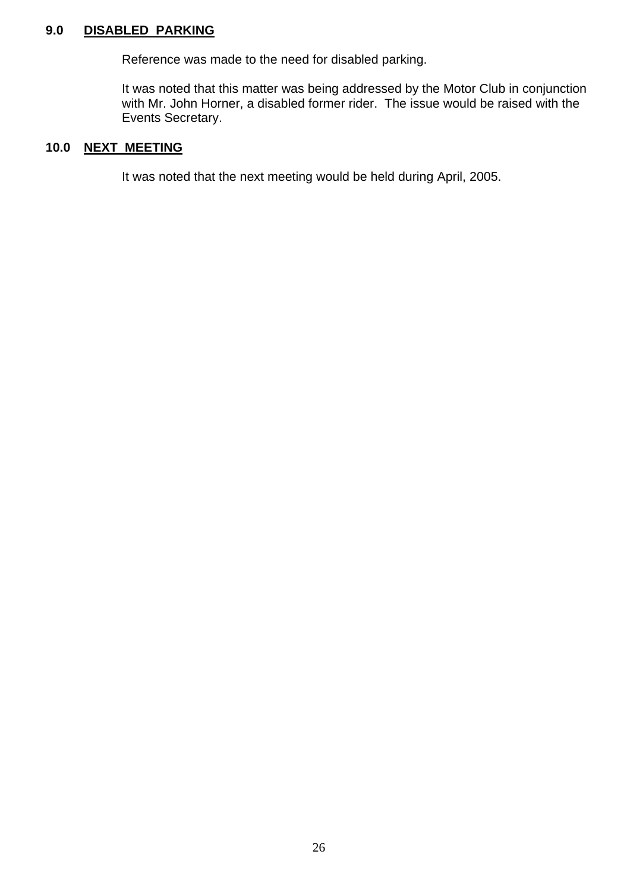## 9.0 DISABLED PARKING

Reference was made to the need for disabled parking.

It was noted that this matter was being addressed by the Motor Club in conjunction with Mr. John Horner, a disabled former rider. The issue would be raised with the Events Secretary.

## 10.0 NEXT MEETING

It was noted that the next meeting would be held during April, 2005.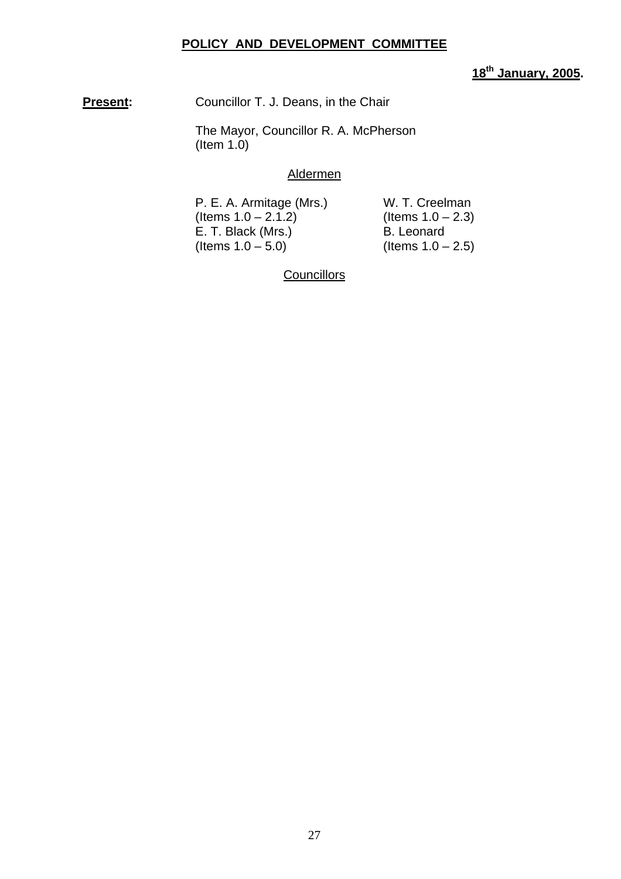**POLICY AND DEVELOPMENT COMMITTEE**

**18th January, 2005.**

**Present:** Councillor T. J. Deans, in the Chair

The Mayor, Councillor R. A. McPherson (Item 1.0)

Aldermen

| | |
|---|---|
| P. E. A. Armitage (Mrs.) (Items 1.0 – 2.1.2) | W. T. Creelman (Items 1.0 – 2.3) |
| E. T. Black (Mrs.) (Items 1.0 – 5.0) | B. Leonard (Items 1.0 – 2.5) |

Councillors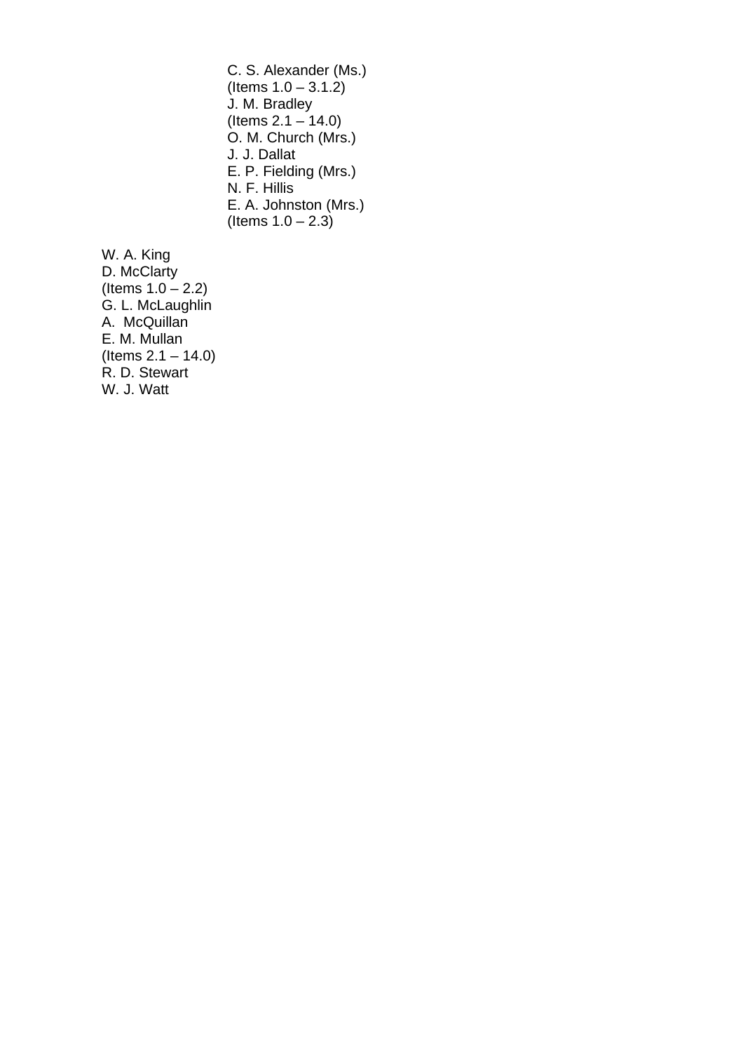C. S. Alexander (Ms.)
(Items 1.0 – 3.1.2)
J. M. Bradley
(Items 2.1 – 14.0)
O. M. Church (Mrs.)
J. J. Dallat
E. P. Fielding (Mrs.)
N. F. Hillis
E. A. Johnston (Mrs.)
(Items 1.0 – 2.3)

W. A. King
D. McClarty
(Items 1.0 – 2.2)
G. L. McLaughlin
A. McQuillan
E. M. Mullan
(Items 2.1 – 14.0)
R. D. Stewart
W. J. Watt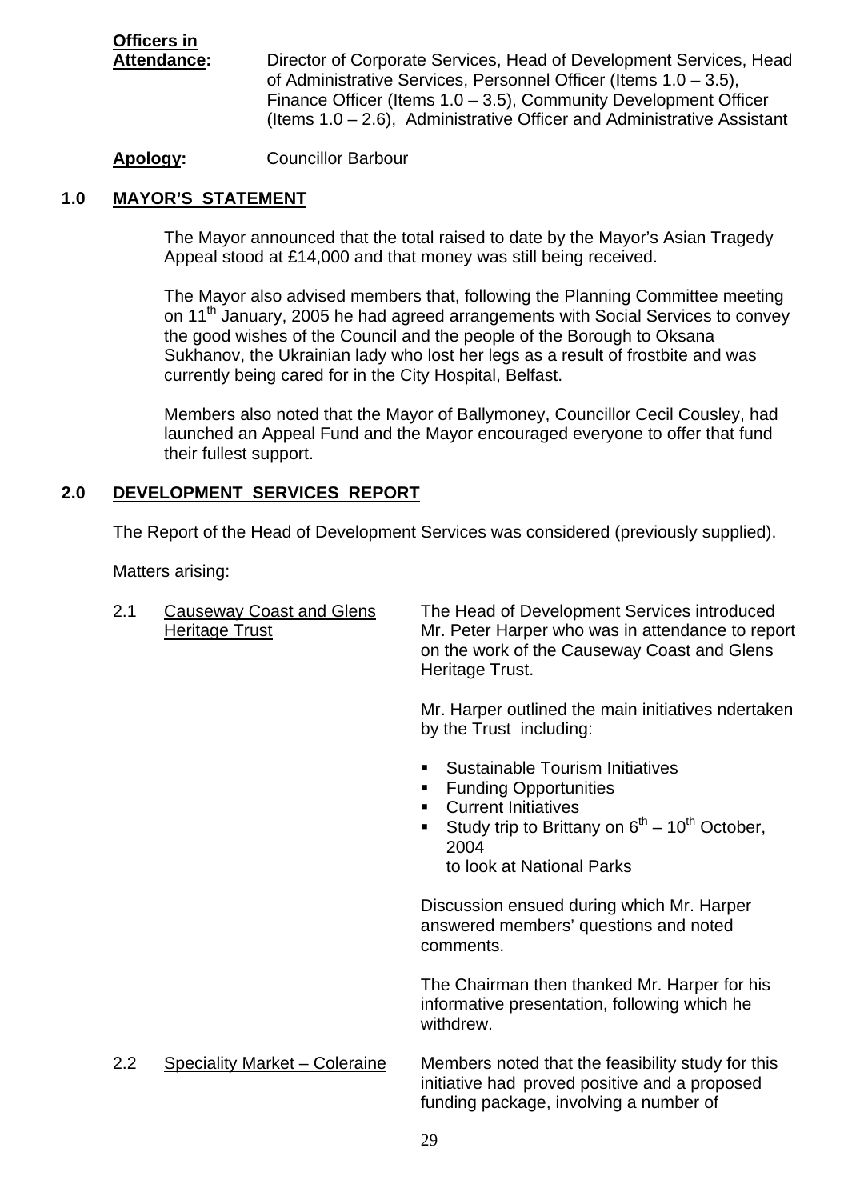**Officers in Attendance:** Director of Corporate Services, Head of Development Services, Head of Administrative Services, Personnel Officer (Items 1.0 – 3.5), Finance Officer (Items 1.0 – 3.5), Community Development Officer (Items 1.0 – 2.6), Administrative Officer and Administrative Assistant

**Apology:** Councillor Barbour

## 1.0 MAYOR'S STATEMENT

The Mayor announced that the total raised to date by the Mayor's Asian Tragedy Appeal stood at £14,000 and that money was still being received.

The Mayor also advised members that, following the Planning Committee meeting on 11th January, 2005 he had agreed arrangements with Social Services to convey the good wishes of the Council and the people of the Borough to Oksana Sukhanov, the Ukrainian lady who lost her legs as a result of frostbite and was currently being cared for in the City Hospital, Belfast.

Members also noted that the Mayor of Ballymoney, Councillor Cecil Cousley, had launched an Appeal Fund and the Mayor encouraged everyone to offer that fund their fullest support.

## 2.0 DEVELOPMENT SERVICES REPORT

The Report of the Head of Development Services was considered (previously supplied).

Matters arising:

2.1 Causeway Coast and Glens Heritage Trust

The Head of Development Services introduced Mr. Peter Harper who was in attendance to report on the work of the Causeway Coast and Glens Heritage Trust.

Mr. Harper outlined the main initiatives ndertaken by the Trust including:

- Sustainable Tourism Initiatives
- Funding Opportunities
- Current Initiatives
- Study trip to Brittany on 6th – 10th October, 2004 to look at National Parks

Discussion ensued during which Mr. Harper answered members' questions and noted comments.

The Chairman then thanked Mr. Harper for his informative presentation, following which he withdrew.

2.2 Speciality Market – Coleraine

Members noted that the feasibility study for this initiative had proved positive and a proposed funding package, involving a number of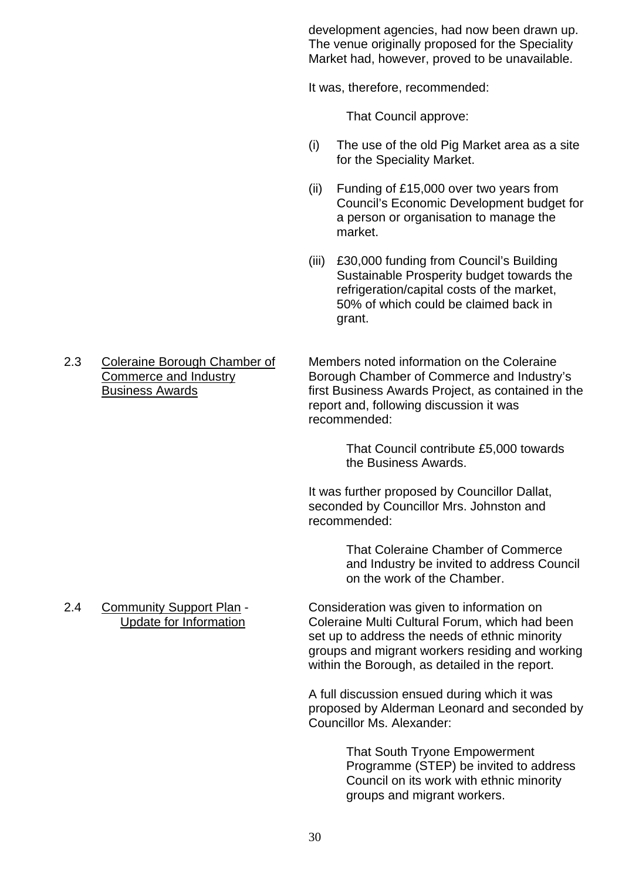development agencies, had now been drawn up. The venue originally proposed for the Speciality Market had, however, proved to be unavailable.

It was, therefore, recommended:

> That Council approve:

(i) The use of the old Pig Market area as a site for the Speciality Market.

(ii) Funding of £15,000 over two years from Council's Economic Development budget for a person or organisation to manage the market.

(iii) £30,000 funding from Council's Building Sustainable Prosperity budget towards the refrigeration/capital costs of the market, 50% of which could be claimed back in grant.

2.3 Coleraine Borough Chamber of Commerce and Industry Business Awards

Members noted information on the Coleraine Borough Chamber of Commerce and Industry's first Business Awards Project, as contained in the report and, following discussion it was recommended:

> That Council contribute £5,000 towards the Business Awards.

It was further proposed by Councillor Dallat, seconded by Councillor Mrs. Johnston and recommended:

> That Coleraine Chamber of Commerce and Industry be invited to address Council on the work of the Chamber.

2.4 Community Support Plan - Update for Information

Consideration was given to information on Coleraine Multi Cultural Forum, which had been set up to address the needs of ethnic minority groups and migrant workers residing and working within the Borough, as detailed in the report.

A full discussion ensued during which it was proposed by Alderman Leonard and seconded by Councillor Ms. Alexander:

> That South Tryone Empowerment Programme (STEP) be invited to address Council on its work with ethnic minority groups and migrant workers.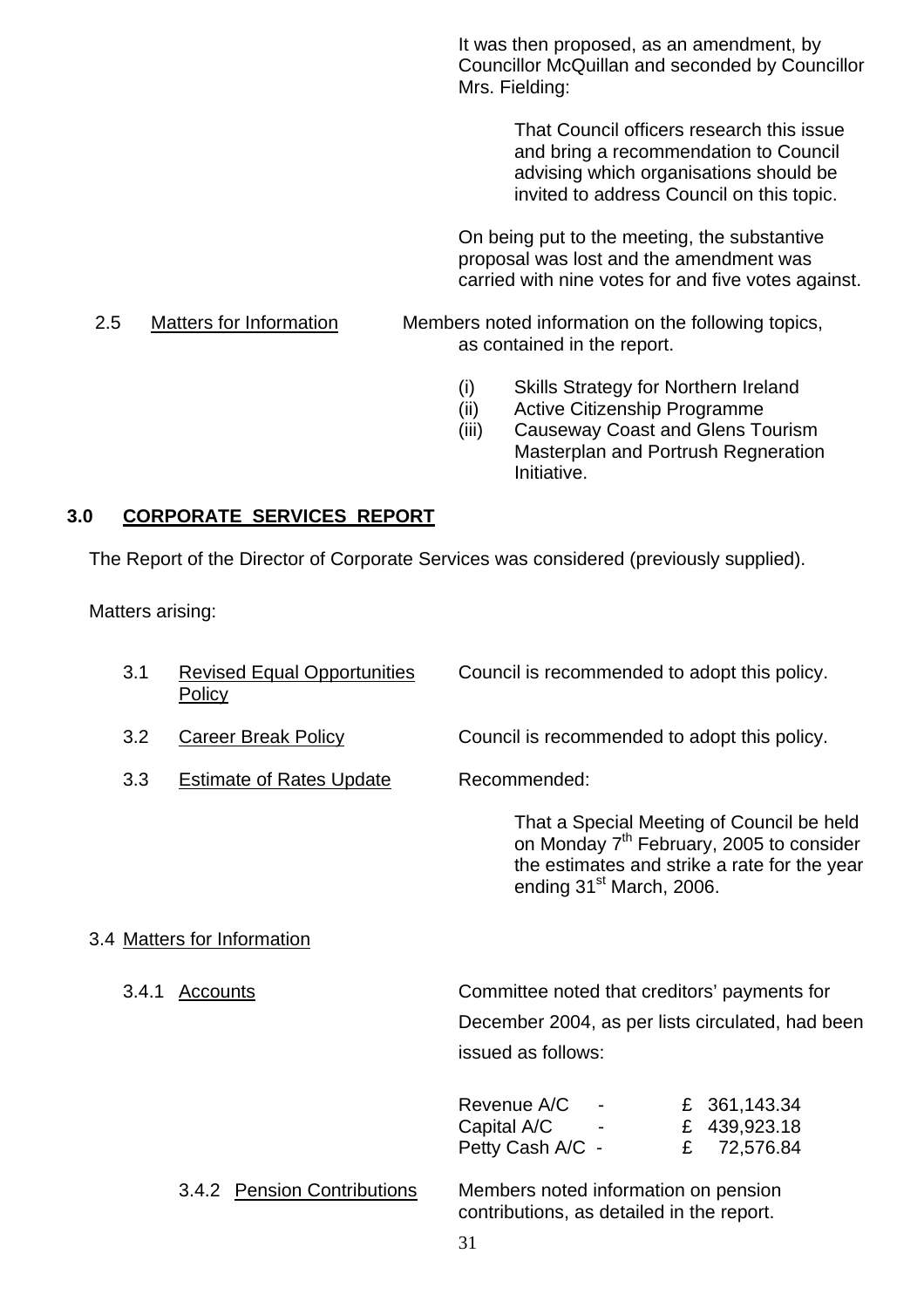It was then proposed, as an amendment, by Councillor McQuillan and seconded by Councillor Mrs. Fielding:

> That Council officers research this issue and bring a recommendation to Council advising which organisations should be invited to address Council on this topic.

On being put to the meeting, the substantive proposal was lost and the amendment was carried with nine votes for and five votes against.

2.5 Matters for Information — Members noted information on the following topics, as contained in the report.

- (i) Skills Strategy for Northern Ireland
- (ii) Active Citizenship Programme
- (iii) Causeway Coast and Glens Tourism Masterplan and Portrush Regneration Initiative.

## 3.0 CORPORATE SERVICES REPORT

The Report of the Director of Corporate Services was considered (previously supplied).

Matters arising:

3.1 Revised Equal Opportunities Policy — Council is recommended to adopt this policy.

3.2 Career Break Policy — Council is recommended to adopt this policy.

3.3 Estimate of Rates Update — Recommended:

> That a Special Meeting of Council be held on Monday 7th February, 2005 to consider the estimates and strike a rate for the year ending 31st March, 2006.

3.4 Matters for Information

3.4.1 Accounts — Committee noted that creditors' payments for December 2004, as per lists circulated, had been issued as follows:

| | | |
|---|---|---|
| Revenue A/C | - | £ 361,143.34 |
| Capital A/C | - | £ 439,923.18 |
| Petty Cash A/C | - | £ 72,576.84 |

3.4.2 Pension Contributions — Members noted information on pension contributions, as detailed in the report.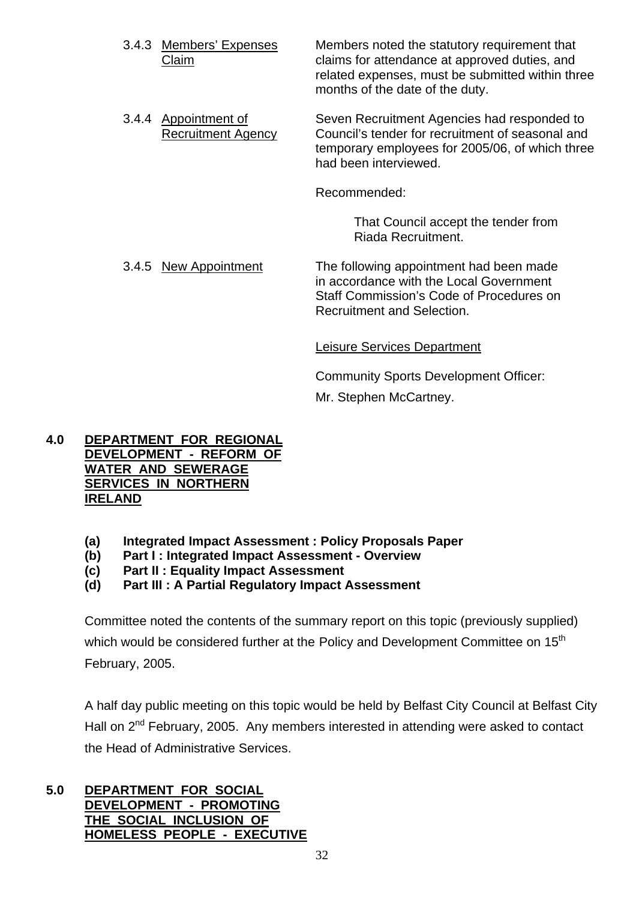3.4.3 Members' Expenses Claim

Members noted the statutory requirement that claims for attendance at approved duties, and related expenses, must be submitted within three months of the date of the duty.

3.4.4 Appointment of Recruitment Agency

Seven Recruitment Agencies had responded to Council's tender for recruitment of seasonal and temporary employees for 2005/06, of which three had been interviewed.

Recommended:

> That Council accept the tender from Riada Recruitment.

3.4.5 New Appointment

The following appointment had been made in accordance with the Local Government Staff Commission's Code of Procedures on Recruitment and Selection.

Leisure Services Department

Community Sports Development Officer:

Mr. Stephen McCartney.

**4.0 DEPARTMENT FOR REGIONAL DEVELOPMENT - REFORM OF WATER AND SEWERAGE SERVICES IN NORTHERN IRELAND**

- **(a) Integrated Impact Assessment : Policy Proposals Paper**
- **(b) Part I : Integrated Impact Assessment - Overview**
- **(c) Part II : Equality Impact Assessment**
- **(d) Part III : A Partial Regulatory Impact Assessment**

Committee noted the contents of the summary report on this topic (previously supplied) which would be considered further at the Policy and Development Committee on 15th February, 2005.

A half day public meeting on this topic would be held by Belfast City Council at Belfast City Hall on 2nd February, 2005. Any members interested in attending were asked to contact the Head of Administrative Services.

**5.0 DEPARTMENT FOR SOCIAL DEVELOPMENT - PROMOTING THE SOCIAL INCLUSION OF HOMELESS PEOPLE - EXECUTIVE**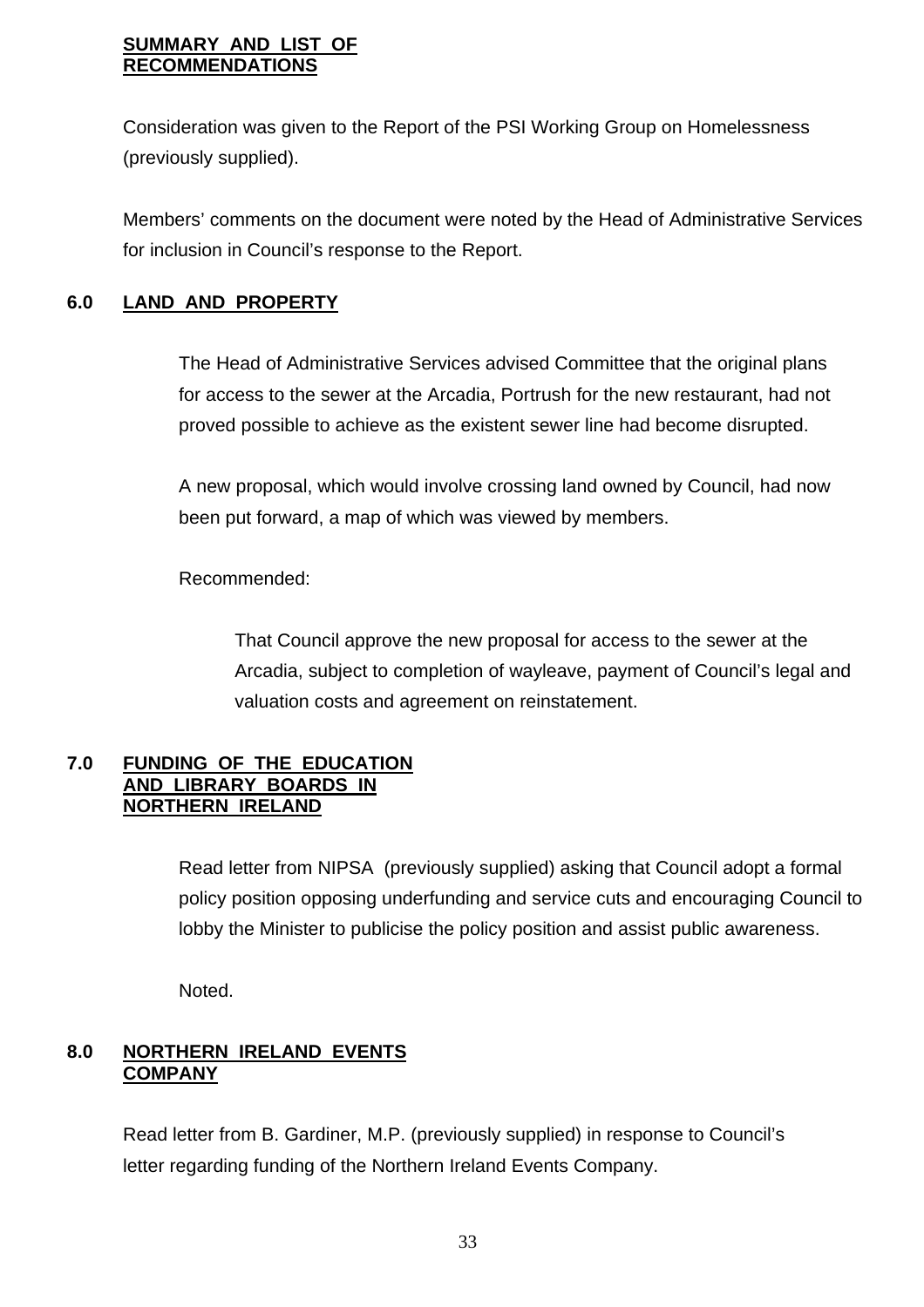**SUMMARY AND LIST OF RECOMMENDATIONS**

Consideration was given to the Report of the PSI Working Group on Homelessness (previously supplied).

Members' comments on the document were noted by the Head of Administrative Services for inclusion in Council's response to the Report.

## 6.0 LAND AND PROPERTY

The Head of Administrative Services advised Committee that the original plans for access to the sewer at the Arcadia, Portrush for the new restaurant, had not proved possible to achieve as the existent sewer line had become disrupted.

A new proposal, which would involve crossing land owned by Council, had now been put forward, a map of which was viewed by members.

Recommended:

> That Council approve the new proposal for access to the sewer at the Arcadia, subject to completion of wayleave, payment of Council's legal and valuation costs and agreement on reinstatement.

## 7.0 FUNDING OF THE EDUCATION AND LIBRARY BOARDS IN NORTHERN IRELAND

Read letter from NIPSA (previously supplied) asking that Council adopt a formal policy position opposing underfunding and service cuts and encouraging Council to lobby the Minister to publicise the policy position and assist public awareness.

Noted.

## 8.0 NORTHERN IRELAND EVENTS COMPANY

Read letter from B. Gardiner, M.P. (previously supplied) in response to Council's letter regarding funding of the Northern Ireland Events Company.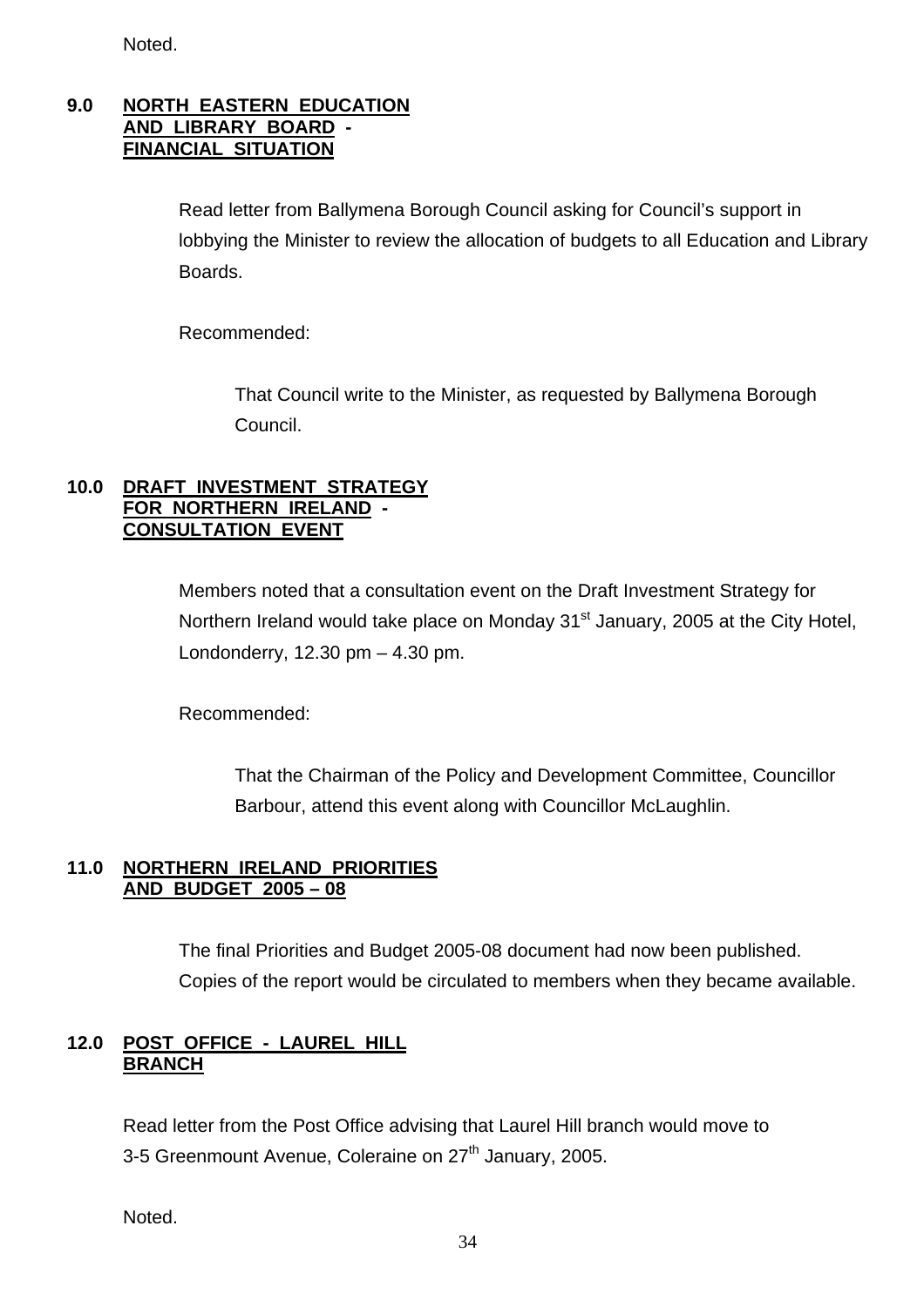Noted.

**9.0 NORTH EASTERN EDUCATION AND LIBRARY BOARD - FINANCIAL SITUATION**

Read letter from Ballymena Borough Council asking for Council's support in lobbying the Minister to review the allocation of budgets to all Education and Library Boards.

Recommended:

That Council write to the Minister, as requested by Ballymena Borough Council.

**10.0 DRAFT INVESTMENT STRATEGY FOR NORTHERN IRELAND - CONSULTATION EVENT**

Members noted that a consultation event on the Draft Investment Strategy for Northern Ireland would take place on Monday 31st January, 2005 at the City Hotel, Londonderry, 12.30 pm – 4.30 pm.

Recommended:

That the Chairman of the Policy and Development Committee, Councillor Barbour, attend this event along with Councillor McLaughlin.

**11.0 NORTHERN IRELAND PRIORITIES AND BUDGET 2005 – 08**

The final Priorities and Budget 2005-08 document had now been published. Copies of the report would be circulated to members when they became available.

**12.0 POST OFFICE - LAUREL HILL BRANCH**

Read letter from the Post Office advising that Laurel Hill branch would move to 3-5 Greenmount Avenue, Coleraine on 27th January, 2005.

Noted.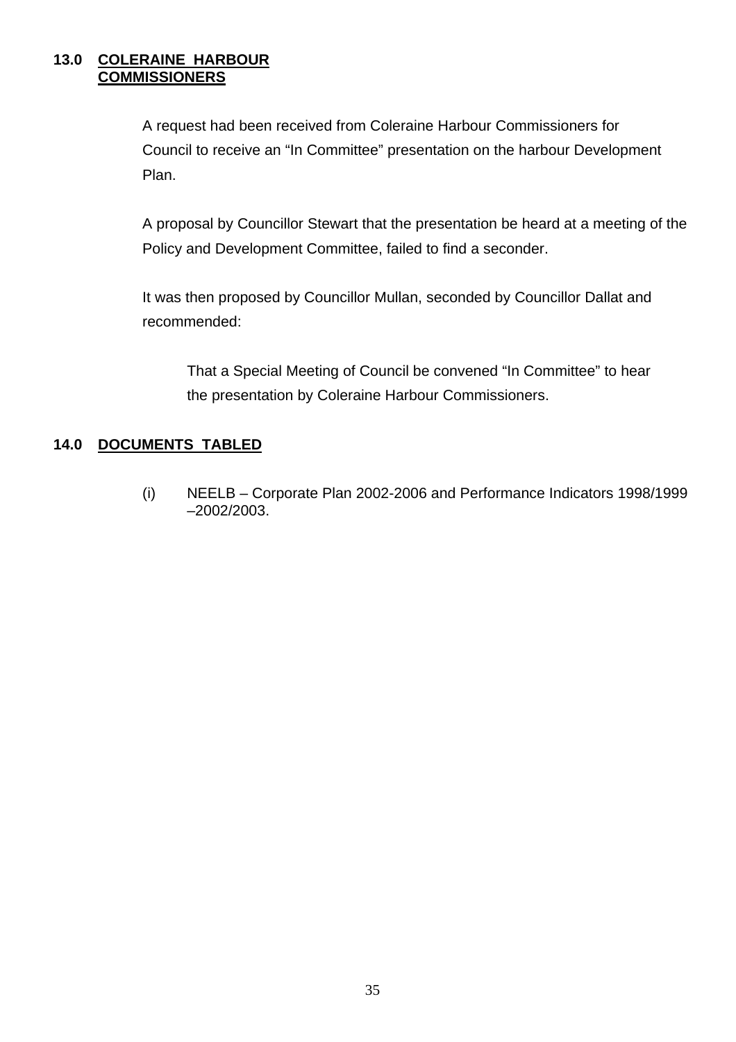### 13.0 COLERAINE HARBOUR COMMISSIONERS

A request had been received from Coleraine Harbour Commissioners for Council to receive an "In Committee" presentation on the harbour Development Plan.

A proposal by Councillor Stewart that the presentation be heard at a meeting of the Policy and Development Committee, failed to find a seconder.

It was then proposed by Councillor Mullan, seconded by Councillor Dallat and recommended:

> That a Special Meeting of Council be convened "In Committee" to hear the presentation by Coleraine Harbour Commissioners.

### 14.0 DOCUMENTS TABLED

(i) NEELB – Corporate Plan 2002-2006 and Performance Indicators 1998/1999 –2002/2003.